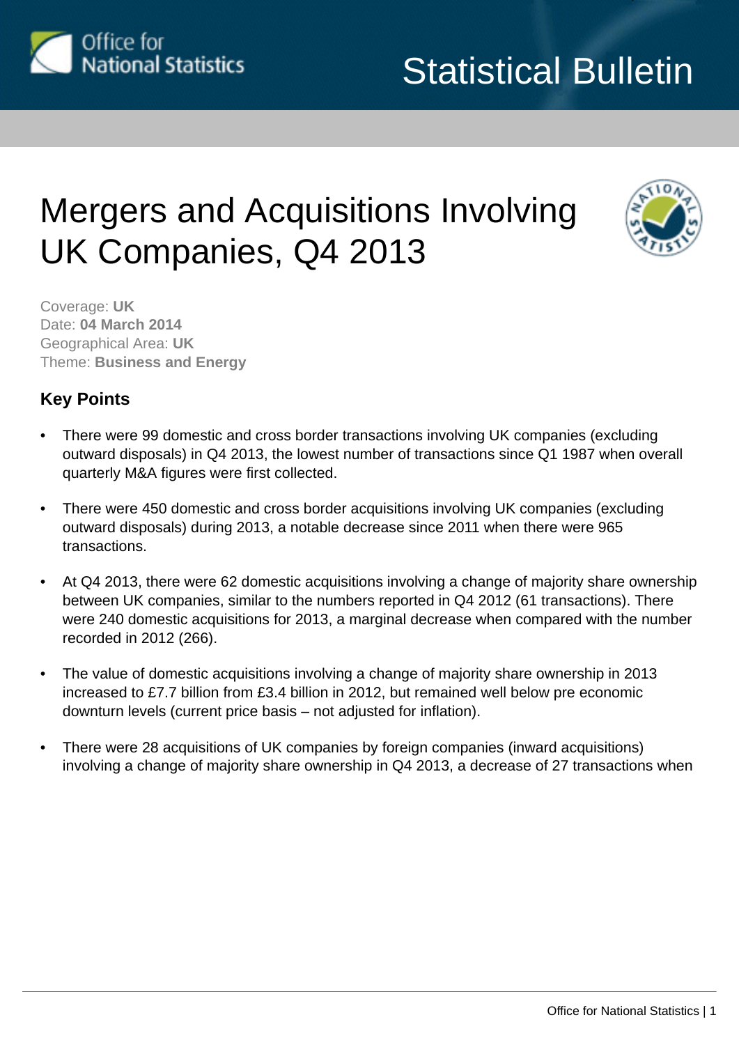Statistical Bulletin

# Mergers and Acquisitions Involving UK Companies, Q4 2013

Coverage: **UK**
Date: **04 March 2014**
Geographical Area: **UK**
Theme: **Business and Energy**

## Key Points

- There were 99 domestic and cross border transactions involving UK companies (excluding outward disposals) in Q4 2013, the lowest number of transactions since Q1 1987 when overall quarterly M&A figures were first collected.
- There were 450 domestic and cross border acquisitions involving UK companies (excluding outward disposals) during 2013, a notable decrease since 2011 when there were 965 transactions.
- At Q4 2013, there were 62 domestic acquisitions involving a change of majority share ownership between UK companies, similar to the numbers reported in Q4 2012 (61 transactions). There were 240 domestic acquisitions for 2013, a marginal decrease when compared with the number recorded in 2012 (266).
- The value of domestic acquisitions involving a change of majority share ownership in 2013 increased to £7.7 billion from £3.4 billion in 2012, but remained well below pre economic downturn levels (current price basis – not adjusted for inflation).
- There were 28 acquisitions of UK companies by foreign companies (inward acquisitions) involving a change of majority share ownership in Q4 2013, a decrease of 27 transactions when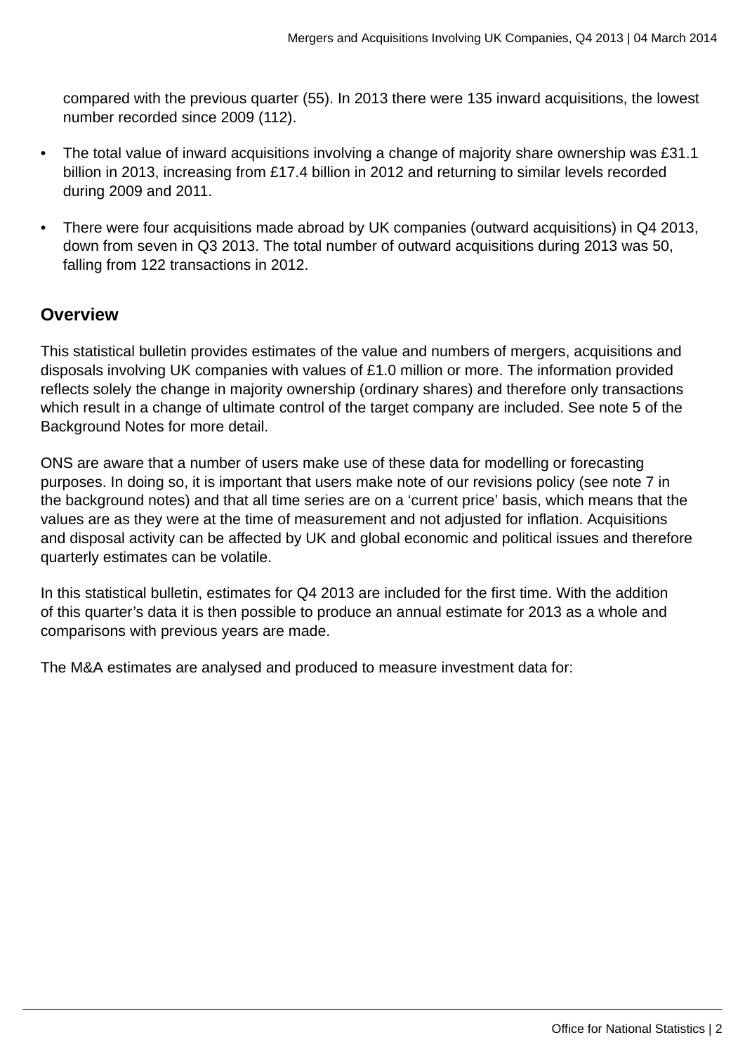compared with the previous quarter (55). In 2013 there were 135 inward acquisitions, the lowest number recorded since 2009 (112).

- The total value of inward acquisitions involving a change of majority share ownership was £31.1 billion in 2013, increasing from £17.4 billion in 2012 and returning to similar levels recorded during 2009 and 2011.
- There were four acquisitions made abroad by UK companies (outward acquisitions) in Q4 2013, down from seven in Q3 2013. The total number of outward acquisitions during 2013 was 50, falling from 122 transactions in 2012.

## Overview

This statistical bulletin provides estimates of the value and numbers of mergers, acquisitions and disposals involving UK companies with values of £1.0 million or more. The information provided reflects solely the change in majority ownership (ordinary shares) and therefore only transactions which result in a change of ultimate control of the target company are included. See note 5 of the Background Notes for more detail.

ONS are aware that a number of users make use of these data for modelling or forecasting purposes. In doing so, it is important that users make note of our revisions policy (see note 7 in the background notes) and that all time series are on a 'current price' basis, which means that the values are as they were at the time of measurement and not adjusted for inflation. Acquisitions and disposal activity can be affected by UK and global economic and political issues and therefore quarterly estimates can be volatile.

In this statistical bulletin, estimates for Q4 2013 are included for the first time. With the addition of this quarter's data it is then possible to produce an annual estimate for 2013 as a whole and comparisons with previous years are made.

The M&A estimates are analysed and produced to measure investment data for: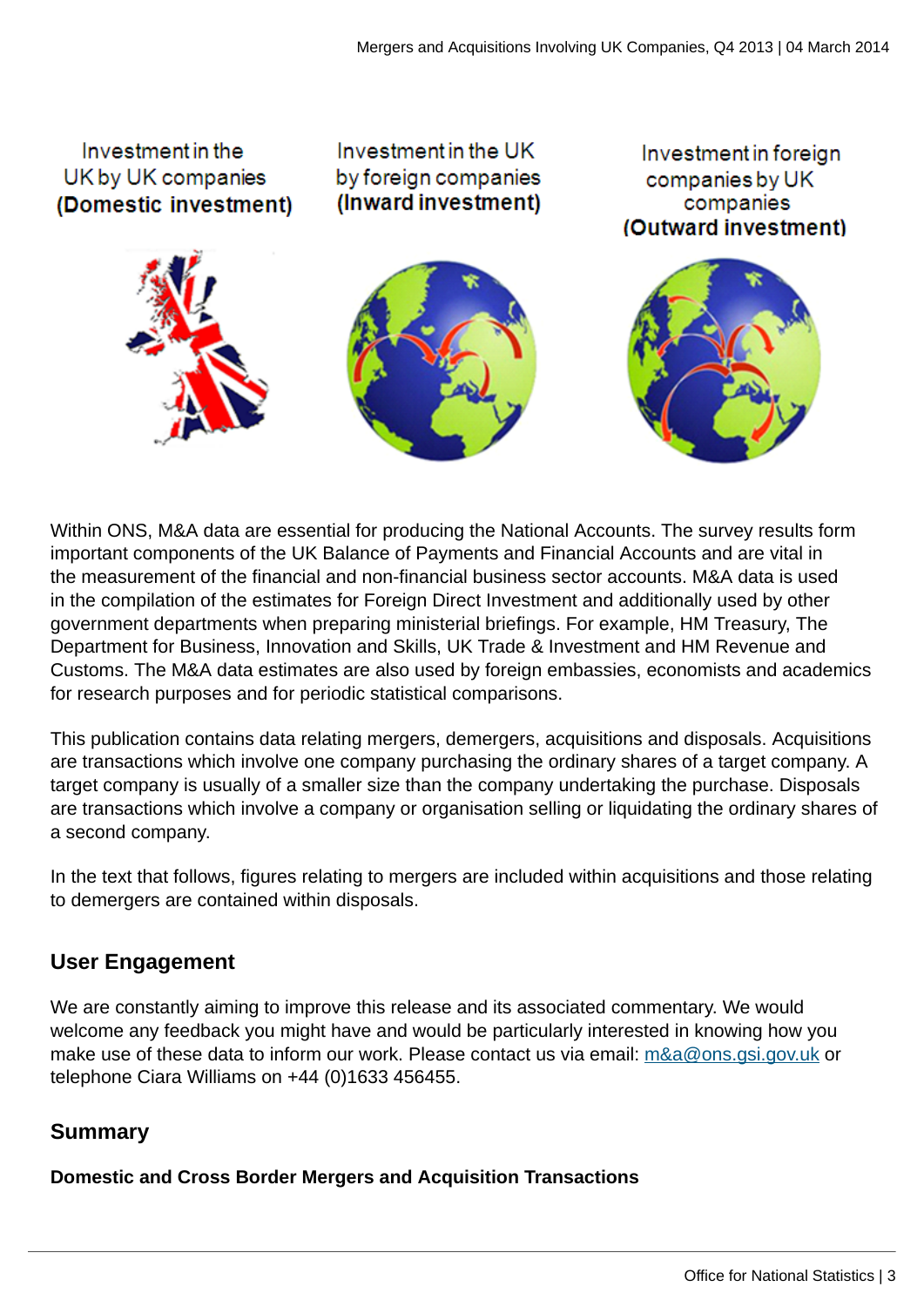Investment in the UK by UK companies **(Domestic investment)**

Investment in the UK by foreign companies **(Inward investment)**

Investment in foreign companies by UK companies **(Outward investment)**

Within ONS, M&A data are essential for producing the National Accounts. The survey results form important components of the UK Balance of Payments and Financial Accounts and are vital in the measurement of the financial and non-financial business sector accounts. M&A data is used in the compilation of the estimates for Foreign Direct Investment and additionally used by other government departments when preparing ministerial briefings. For example, HM Treasury, The Department for Business, Innovation and Skills, UK Trade & Investment and HM Revenue and Customs. The M&A data estimates are also used by foreign embassies, economists and academics for research purposes and for periodic statistical comparisons.

This publication contains data relating mergers, demergers, acquisitions and disposals. Acquisitions are transactions which involve one company purchasing the ordinary shares of a target company. A target company is usually of a smaller size than the company undertaking the purchase. Disposals are transactions which involve a company or organisation selling or liquidating the ordinary shares of a second company.

In the text that follows, figures relating to mergers are included within acquisitions and those relating to demergers are contained within disposals.

## User Engagement

We are constantly aiming to improve this release and its associated commentary. We would welcome any feedback you might have and would be particularly interested in knowing how you make use of these data to inform our work. Please contact us via email: m&a@ons.gsi.gov.uk or telephone Ciara Williams on +44 (0)1633 456455.

## Summary

**Domestic and Cross Border Mergers and Acquisition Transactions**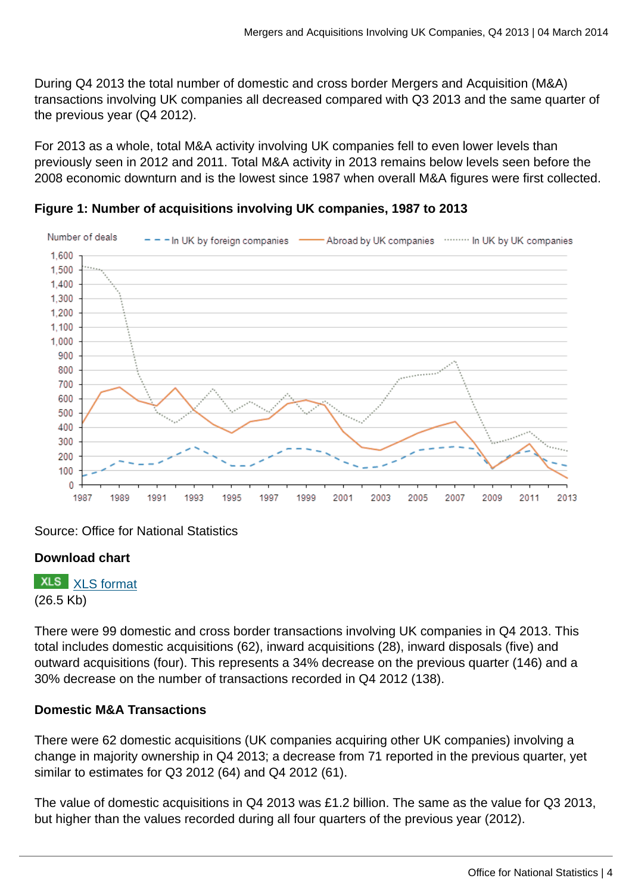During Q4 2013 the total number of domestic and cross border Mergers and Acquisition (M&A) transactions involving UK companies all decreased compared with Q3 2013 and the same quarter of the previous year (Q4 2012).

For 2013 as a whole, total M&A activity involving UK companies fell to even lower levels than previously seen in 2012 and 2011. Total M&A activity in 2013 remains below levels seen before the 2008 economic downturn and is the lowest since 1987 when overall M&A figures were first collected.

**Figure 1: Number of acquisitions involving UK companies, 1987 to 2013**

Source: Office for National Statistics

**Download chart**

XLS [XLS format](XLS format)
(26.5 Kb)

There were 99 domestic and cross border transactions involving UK companies in Q4 2013. This total includes domestic acquisitions (62), inward acquisitions (28), inward disposals (five) and outward acquisitions (four). This represents a 34% decrease on the previous quarter (146) and a 30% decrease on the number of transactions recorded in Q4 2012 (138).

### Domestic M&A Transactions

There were 62 domestic acquisitions (UK companies acquiring other UK companies) involving a change in majority ownership in Q4 2013; a decrease from 71 reported in the previous quarter, yet similar to estimates for Q3 2012 (64) and Q4 2012 (61).

The value of domestic acquisitions in Q4 2013 was £1.2 billion. The same as the value for Q3 2013, but higher than the values recorded during all four quarters of the previous year (2012).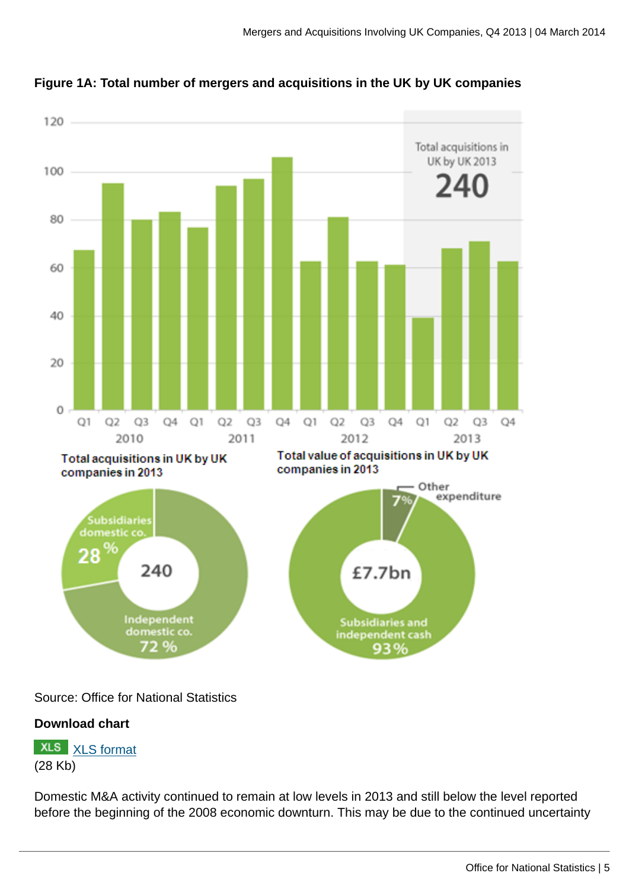**Figure 1A: Total number of mergers and acquisitions in the UK by UK companies**

Source: Office for National Statistics

**Download chart**

XLS [XLS format](#)
(28 Kb)

Domestic M&A activity continued to remain at low levels in 2013 and still below the level reported before the beginning of the 2008 economic downturn. This may be due to the continued uncertainty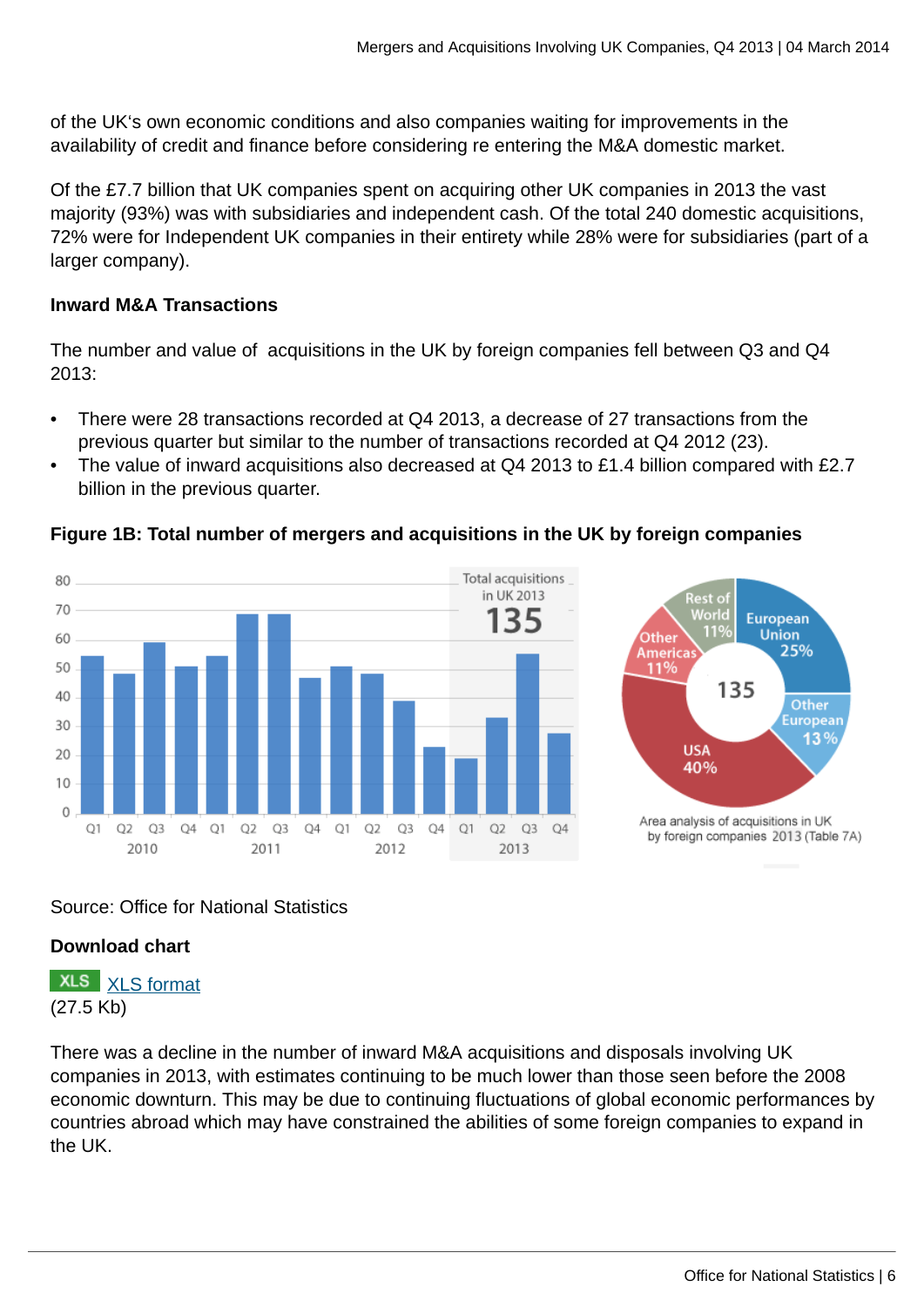of the UK's own economic conditions and also companies waiting for improvements in the availability of credit and finance before considering re entering the M&A domestic market.

Of the £7.7 billion that UK companies spent on acquiring other UK companies in 2013 the vast majority (93%) was with subsidiaries and independent cash. Of the total 240 domestic acquisitions, 72% were for Independent UK companies in their entirety while 28% were for subsidiaries (part of a larger company).

**Inward M&A Transactions**

The number and value of acquisitions in the UK by foreign companies fell between Q3 and Q4 2013:

- There were 28 transactions recorded at Q4 2013, a decrease of 27 transactions from the previous quarter but similar to the number of transactions recorded at Q4 2012 (23).
- The value of inward acquisitions also decreased at Q4 2013 to £1.4 billion compared with £2.7 billion in the previous quarter.

**Figure 1B: Total number of mergers and acquisitions in the UK by foreign companies**

Source: Office for National Statistics

**Download chart**

XLS [XLS format](#)
(27.5 Kb)

There was a decline in the number of inward M&A acquisitions and disposals involving UK companies in 2013, with estimates continuing to be much lower than those seen before the 2008 economic downturn. This may be due to continuing fluctuations of global economic performances by countries abroad which may have constrained the abilities of some foreign companies to expand in the UK.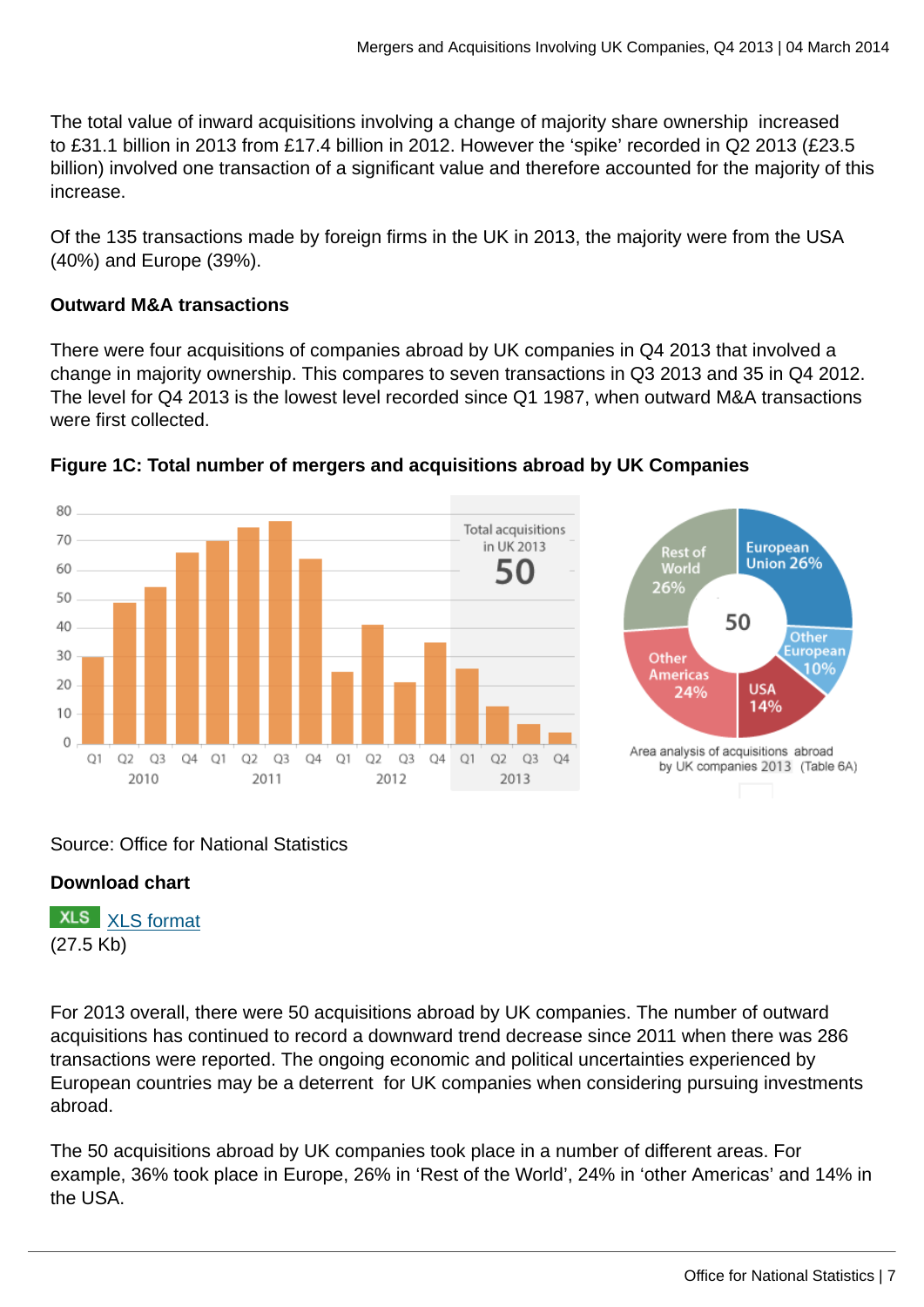The total value of inward acquisitions involving a change of majority share ownership increased to £31.1 billion in 2013 from £17.4 billion in 2012. However the 'spike' recorded in Q2 2013 (£23.5 billion) involved one transaction of a significant value and therefore accounted for the majority of this increase.

Of the 135 transactions made by foreign firms in the UK in 2013, the majority were from the USA (40%) and Europe (39%).

**Outward M&A transactions**

There were four acquisitions of companies abroad by UK companies in Q4 2013 that involved a change in majority ownership. This compares to seven transactions in Q3 2013 and 35 in Q4 2012. The level for Q4 2013 is the lowest level recorded since Q1 1987, when outward M&A transactions were first collected.

**Figure 1C: Total number of mergers and acquisitions abroad by UK Companies**

Source: Office for National Statistics

**Download chart**

XLS XLS format
(27.5 Kb)

For 2013 overall, there were 50 acquisitions abroad by UK companies. The number of outward acquisitions has continued to record a downward trend decrease since 2011 when there was 286 transactions were reported. The ongoing economic and political uncertainties experienced by European countries may be a deterrent for UK companies when considering pursuing investments abroad.

The 50 acquisitions abroad by UK companies took place in a number of different areas. For example, 36% took place in Europe, 26% in 'Rest of the World', 24% in 'other Americas' and 14% in the USA.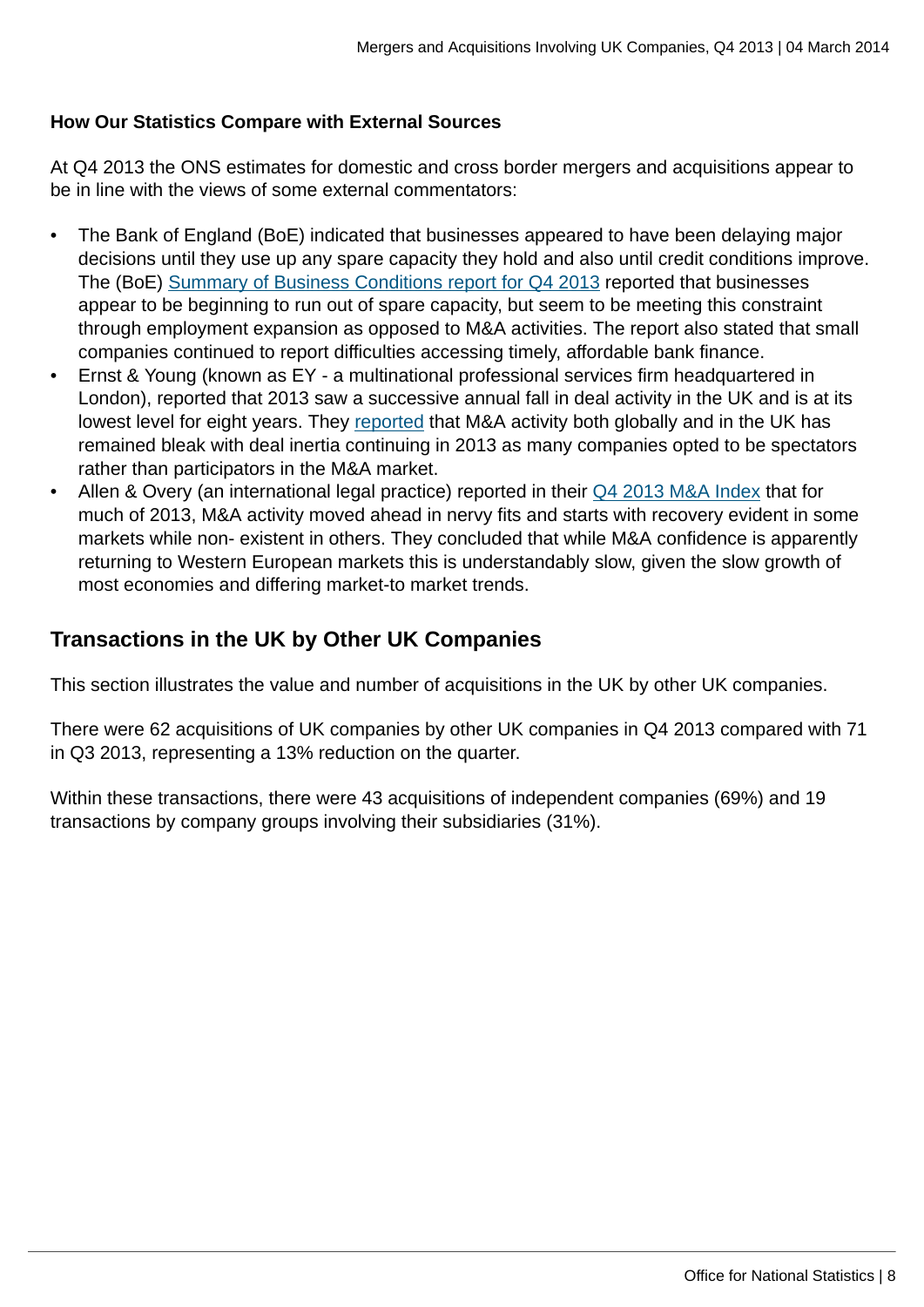**How Our Statistics Compare with External Sources**

At Q4 2013 the ONS estimates for domestic and cross border mergers and acquisitions appear to be in line with the views of some external commentators:

- The Bank of England (BoE) indicated that businesses appeared to have been delaying major decisions until they use up any spare capacity they hold and also until credit conditions improve. The (BoE) Summary of Business Conditions report for Q4 2013 reported that businesses appear to be beginning to run out of spare capacity, but seem to be meeting this constraint through employment expansion as opposed to M&A activities. The report also stated that small companies continued to report difficulties accessing timely, affordable bank finance.
- Ernst & Young (known as EY - a multinational professional services firm headquartered in London), reported that 2013 saw a successive annual fall in deal activity in the UK and is at its lowest level for eight years. They reported that M&A activity both globally and in the UK has remained bleak with deal inertia continuing in 2013 as many companies opted to be spectators rather than participators in the M&A market.
- Allen & Overy (an international legal practice) reported in their Q4 2013 M&A Index that for much of 2013, M&A activity moved ahead in nervy fits and starts with recovery evident in some markets while non- existent in others. They concluded that while M&A confidence is apparently returning to Western European markets this is understandably slow, given the slow growth of most economies and differing market-to market trends.

## Transactions in the UK by Other UK Companies

This section illustrates the value and number of acquisitions in the UK by other UK companies.

There were 62 acquisitions of UK companies by other UK companies in Q4 2013 compared with 71 in Q3 2013, representing a 13% reduction on the quarter.

Within these transactions, there were 43 acquisitions of independent companies (69%) and 19 transactions by company groups involving their subsidiaries (31%).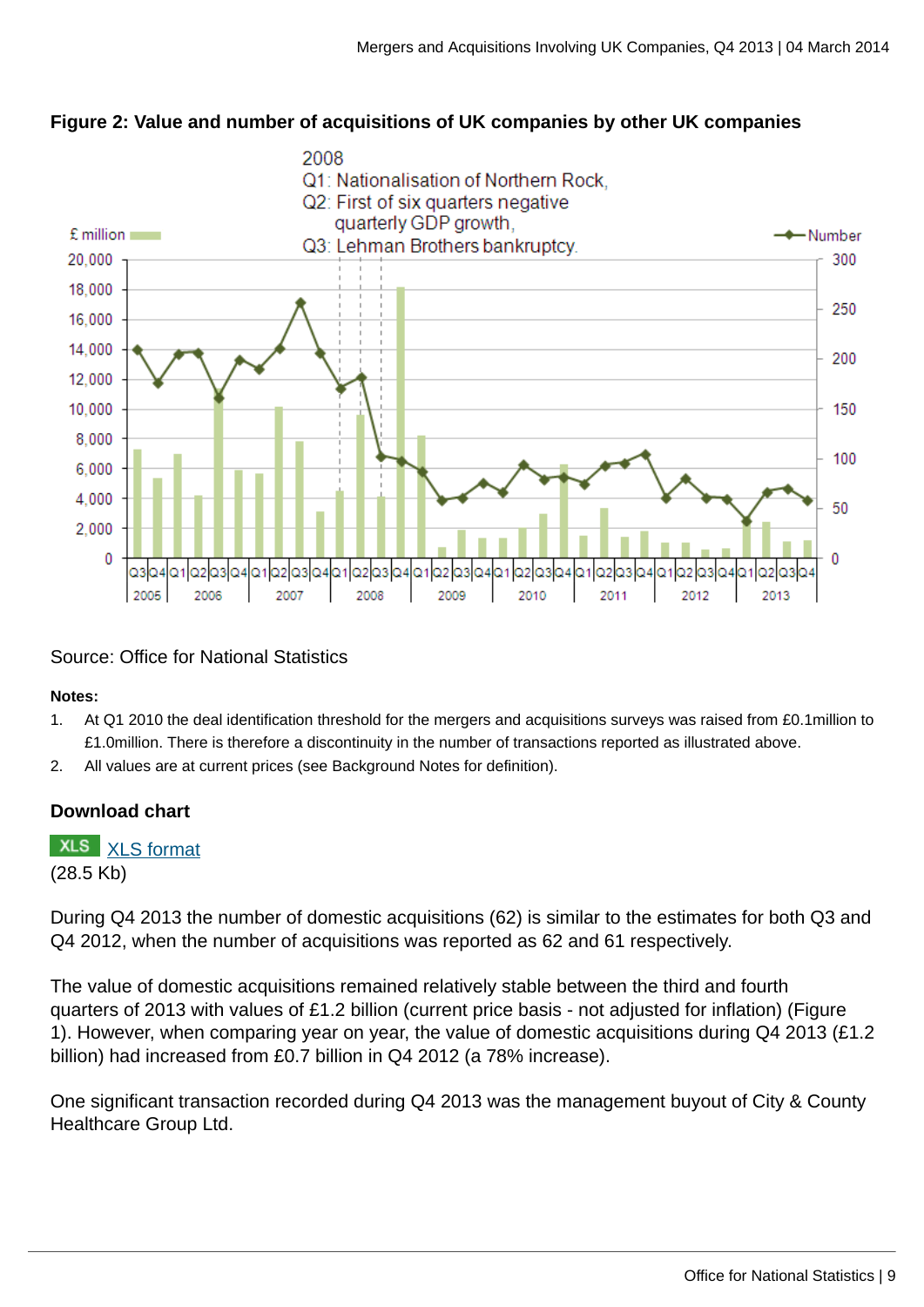### Figure 2: Value and number of acquisitions of UK companies by other UK companies

Source: Office for National Statistics

**Notes:**

1. At Q1 2010 the deal identification threshold for the mergers and acquisitions surveys was raised from £0.1million to £1.0million. There is therefore a discontinuity in the number of transactions reported as illustrated above.
2. All values are at current prices (see Background Notes for definition).

**Download chart**

XLS [XLS format](#)
(28.5 Kb)

During Q4 2013 the number of domestic acquisitions (62) is similar to the estimates for both Q3 and Q4 2012, when the number of acquisitions was reported as 62 and 61 respectively.

The value of domestic acquisitions remained relatively stable between the third and fourth quarters of 2013 with values of £1.2 billion (current price basis - not adjusted for inflation) (Figure 1). However, when comparing year on year, the value of domestic acquisitions during Q4 2013 (£1.2 billion) had increased from £0.7 billion in Q4 2012 (a 78% increase).

One significant transaction recorded during Q4 2013 was the management buyout of City & County Healthcare Group Ltd.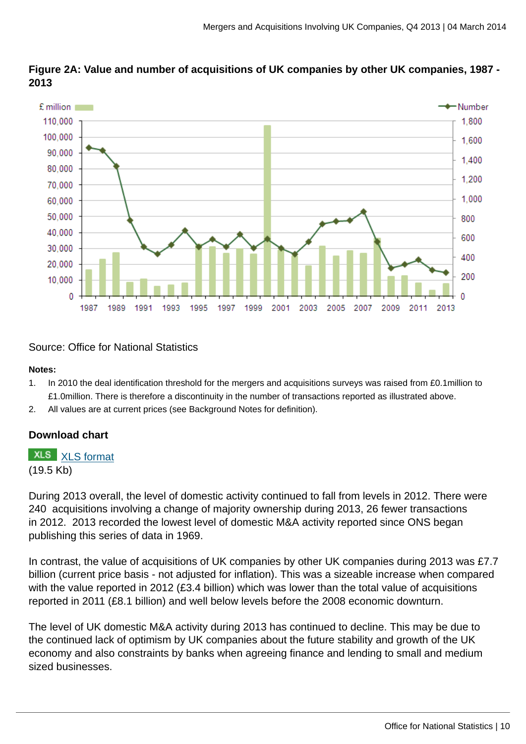**Figure 2A: Value and number of acquisitions of UK companies by other UK companies, 1987 - 2013**

Source: Office for National Statistics

**Notes:**

1. In 2010 the deal identification threshold for the mergers and acquisitions surveys was raised from £0.1million to £1.0million. There is therefore a discontinuity in the number of transactions reported as illustrated above.
2. All values are at current prices (see Background Notes for definition).

**Download chart**

XLS [XLS format](#)
(19.5 Kb)

During 2013 overall, the level of domestic activity continued to fall from levels in 2012. There were 240 acquisitions involving a change of majority ownership during 2013, 26 fewer transactions in 2012. 2013 recorded the lowest level of domestic M&A activity reported since ONS began publishing this series of data in 1969.

In contrast, the value of acquisitions of UK companies by other UK companies during 2013 was £7.7 billion (current price basis - not adjusted for inflation). This was a sizeable increase when compared with the value reported in 2012 (£3.4 billion) which was lower than the total value of acquisitions reported in 2011 (£8.1 billion) and well below levels before the 2008 economic downturn.

The level of UK domestic M&A activity during 2013 has continued to decline. This may be due to the continued lack of optimism by UK companies about the future stability and growth of the UK economy and also constraints by banks when agreeing finance and lending to small and medium sized businesses.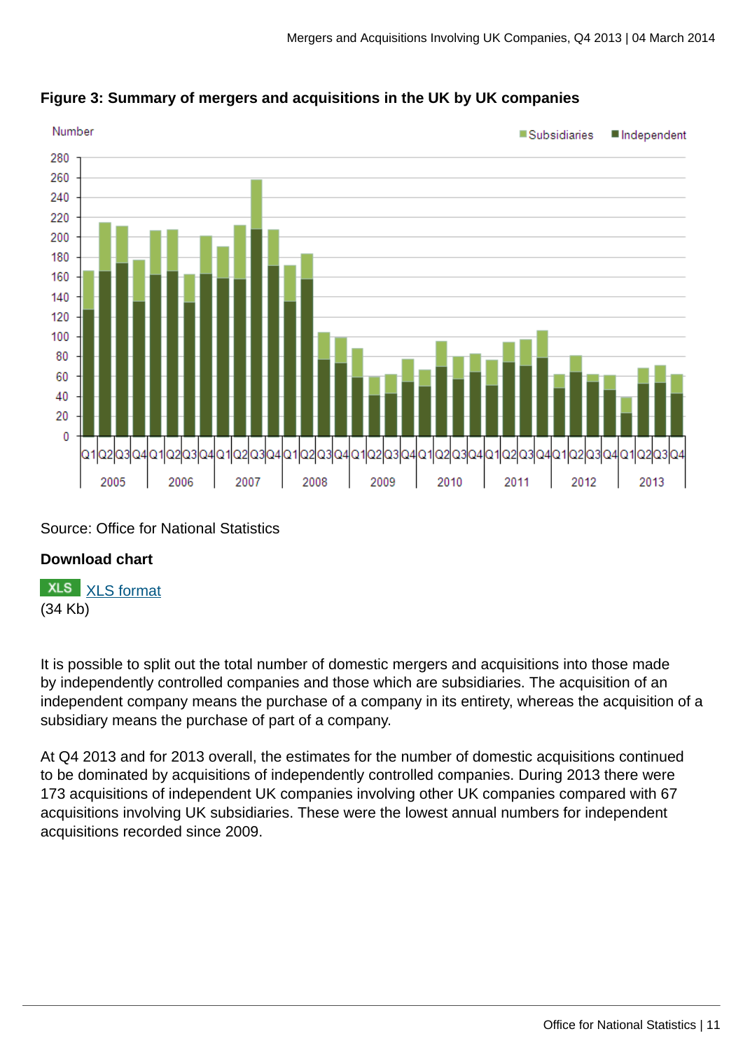**Figure 3: Summary of mergers and acquisitions in the UK by UK companies**

Source: Office for National Statistics

**Download chart**

XLS [XLS format](#)
(34 Kb)

It is possible to split out the total number of domestic mergers and acquisitions into those made by independently controlled companies and those which are subsidiaries. The acquisition of an independent company means the purchase of a company in its entirety, whereas the acquisition of a subsidiary means the purchase of part of a company.

At Q4 2013 and for 2013 overall, the estimates for the number of domestic acquisitions continued to be dominated by acquisitions of independently controlled companies. During 2013 there were 173 acquisitions of independent UK companies involving other UK companies compared with 67 acquisitions involving UK subsidiaries. These were the lowest annual numbers for independent acquisitions recorded since 2009.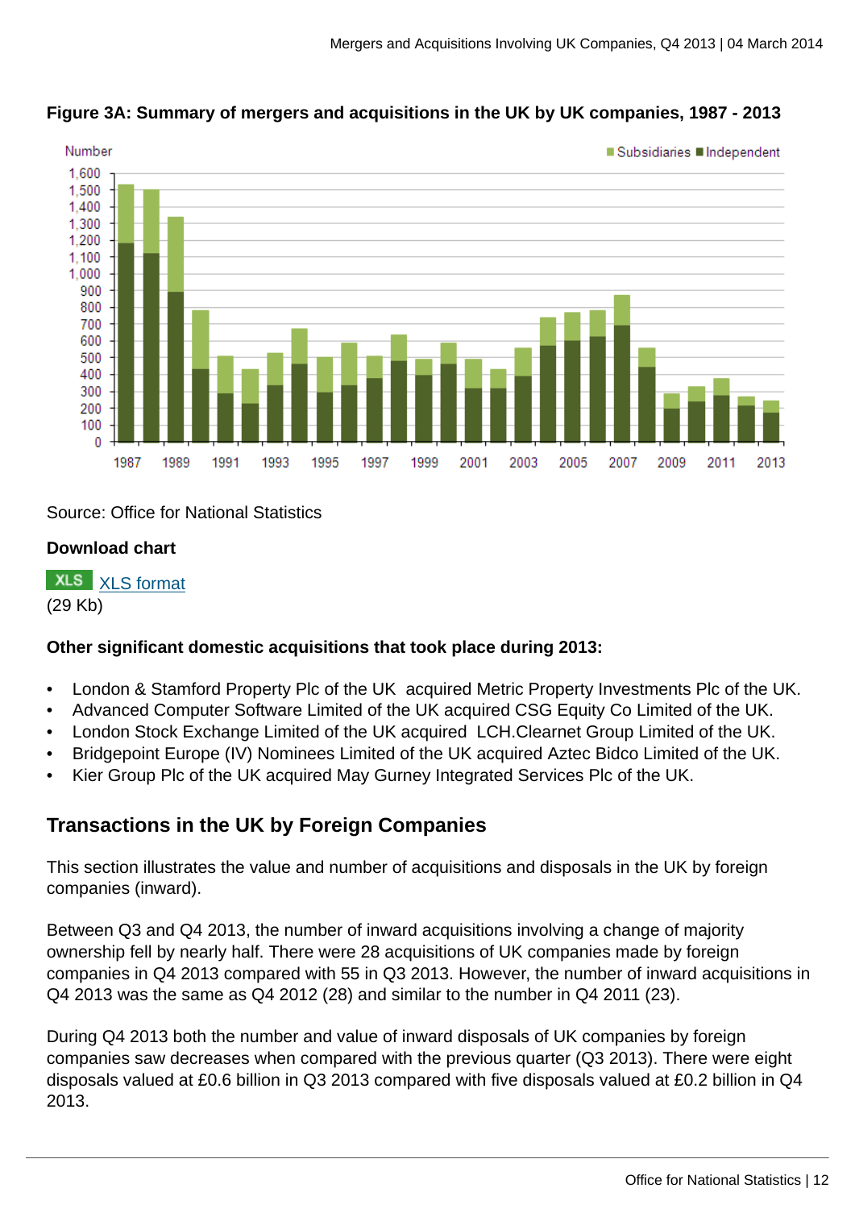**Figure 3A: Summary of mergers and acquisitions in the UK by UK companies, 1987 - 2013**

Source: Office for National Statistics

**Download chart**

XLS [XLS format](#)
(29 Kb)

**Other significant domestic acquisitions that took place during 2013:**

- London & Stamford Property Plc of the UK acquired Metric Property Investments Plc of the UK.
- Advanced Computer Software Limited of the UK acquired CSG Equity Co Limited of the UK.
- London Stock Exchange Limited of the UK acquired LCH.Clearnet Group Limited of the UK.
- Bridgepoint Europe (IV) Nominees Limited of the UK acquired Aztec Bidco Limited of the UK.
- Kier Group Plc of the UK acquired May Gurney Integrated Services Plc of the UK.

## Transactions in the UK by Foreign Companies

This section illustrates the value and number of acquisitions and disposals in the UK by foreign companies (inward).

Between Q3 and Q4 2013, the number of inward acquisitions involving a change of majority ownership fell by nearly half. There were 28 acquisitions of UK companies made by foreign companies in Q4 2013 compared with 55 in Q3 2013. However, the number of inward acquisitions in Q4 2013 was the same as Q4 2012 (28) and similar to the number in Q4 2011 (23).

During Q4 2013 both the number and value of inward disposals of UK companies by foreign companies saw decreases when compared with the previous quarter (Q3 2013). There were eight disposals valued at £0.6 billion in Q3 2013 compared with five disposals valued at £0.2 billion in Q4 2013.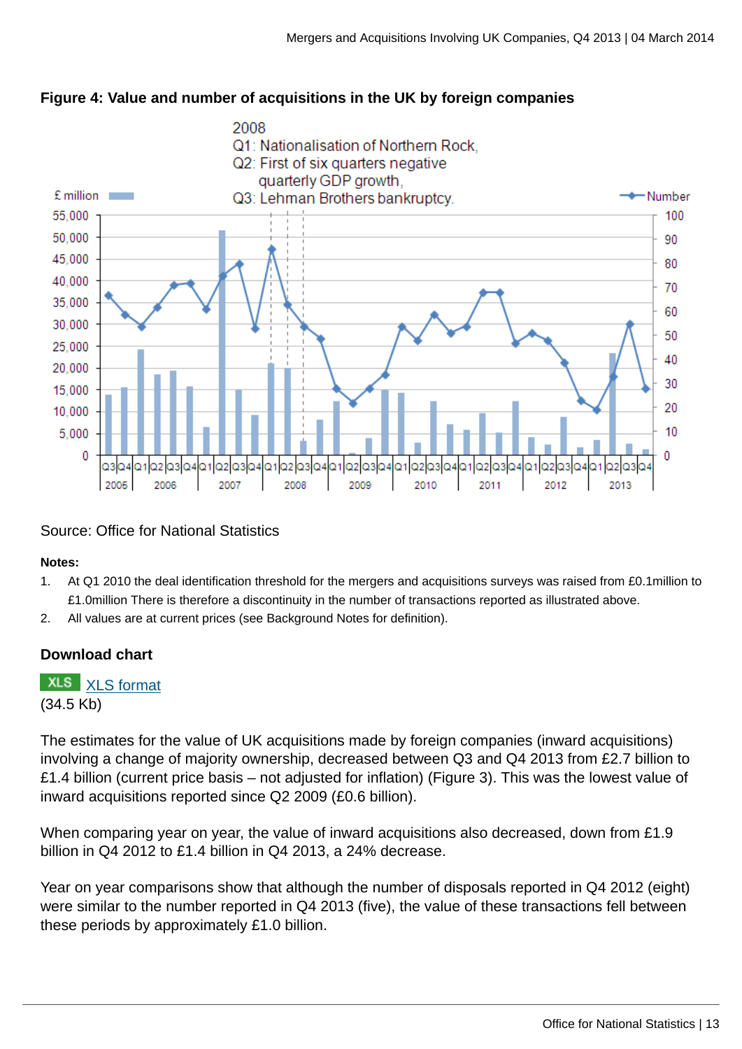**Figure 4: Value and number of acquisitions in the UK by foreign companies**

Source: Office for National Statistics

**Notes:**

1. At Q1 2010 the deal identification threshold for the mergers and acquisitions surveys was raised from £0.1million to £1.0million There is therefore a discontinuity in the number of transactions reported as illustrated above.
2. All values are at current prices (see Background Notes for definition).

**Download chart**

XLS [XLS format](XLS format)
(34.5 Kb)

The estimates for the value of UK acquisitions made by foreign companies (inward acquisitions) involving a change of majority ownership, decreased between Q3 and Q4 2013 from £2.7 billion to £1.4 billion (current price basis – not adjusted for inflation) (Figure 3). This was the lowest value of inward acquisitions reported since Q2 2009 (£0.6 billion).

When comparing year on year, the value of inward acquisitions also decreased, down from £1.9 billion in Q4 2012 to £1.4 billion in Q4 2013, a 24% decrease.

Year on year comparisons show that although the number of disposals reported in Q4 2012 (eight) were similar to the number reported in Q4 2013 (five), the value of these transactions fell between these periods by approximately £1.0 billion.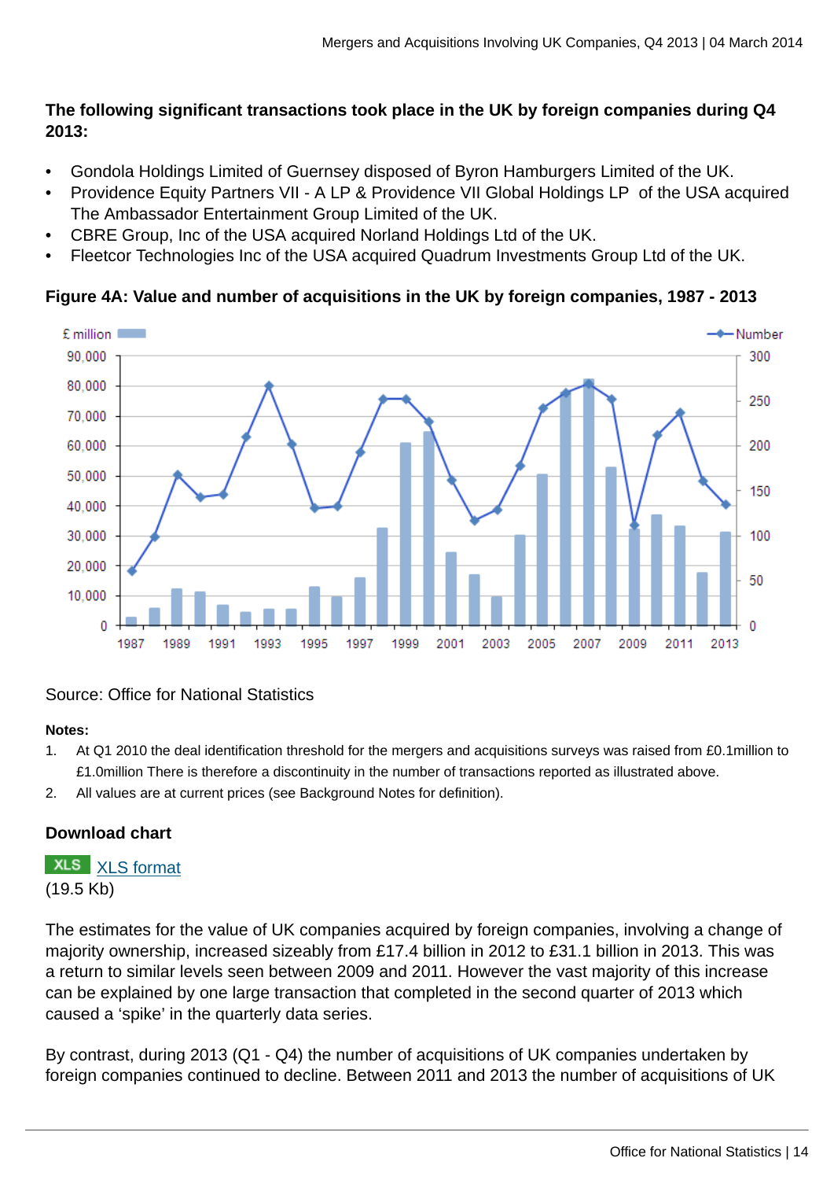**The following significant transactions took place in the UK by foreign companies during Q4 2013:**

- Gondola Holdings Limited of Guernsey disposed of Byron Hamburgers Limited of the UK.
- Providence Equity Partners VII - A LP & Providence VII Global Holdings LP of the USA acquired The Ambassador Entertainment Group Limited of the UK.
- CBRE Group, Inc of the USA acquired Norland Holdings Ltd of the UK.
- Fleetcor Technologies Inc of the USA acquired Quadrum Investments Group Ltd of the UK.

**Figure 4A: Value and number of acquisitions in the UK by foreign companies, 1987 - 2013**

Source: Office for National Statistics

**Notes:**

1. At Q1 2010 the deal identification threshold for the mergers and acquisitions surveys was raised from £0.1million to £1.0million There is therefore a discontinuity in the number of transactions reported as illustrated above.
2. All values are at current prices (see Background Notes for definition).

**Download chart**

XLS [XLS format](#)
(19.5 Kb)

The estimates for the value of UK companies acquired by foreign companies, involving a change of majority ownership, increased sizeably from £17.4 billion in 2012 to £31.1 billion in 2013. This was a return to similar levels seen between 2009 and 2011. However the vast majority of this increase can be explained by one large transaction that completed in the second quarter of 2013 which caused a 'spike' in the quarterly data series.

By contrast, during 2013 (Q1 - Q4) the number of acquisitions of UK companies undertaken by foreign companies continued to decline. Between 2011 and 2013 the number of acquisitions of UK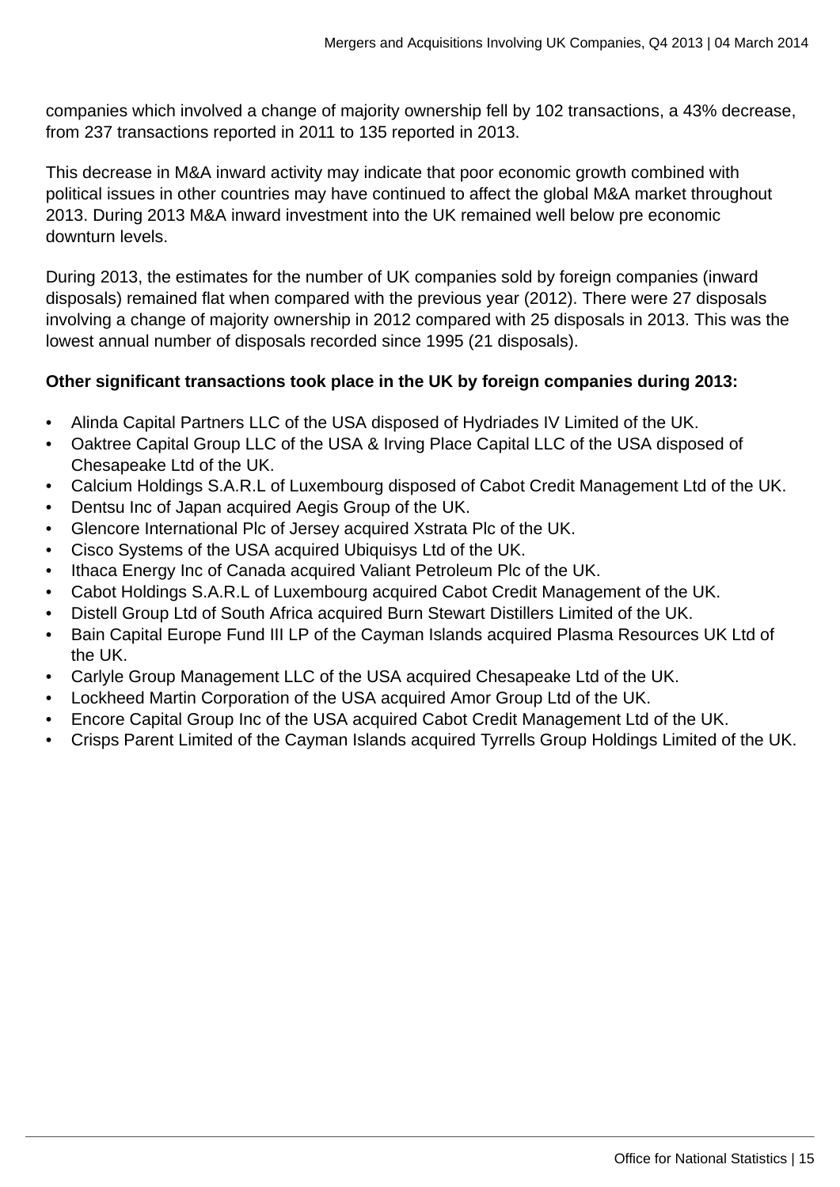companies which involved a change of majority ownership fell by 102 transactions, a 43% decrease, from 237 transactions reported in 2011 to 135 reported in 2013.

This decrease in M&A inward activity may indicate that poor economic growth combined with political issues in other countries may have continued to affect the global M&A market throughout 2013. During 2013 M&A inward investment into the UK remained well below pre economic downturn levels.

During 2013, the estimates for the number of UK companies sold by foreign companies (inward disposals) remained flat when compared with the previous year (2012). There were 27 disposals involving a change of majority ownership in 2012 compared with 25 disposals in 2013. This was the lowest annual number of disposals recorded since 1995 (21 disposals).

**Other significant transactions took place in the UK by foreign companies during 2013:**

- Alinda Capital Partners LLC of the USA disposed of Hydriades IV Limited of the UK.
- Oaktree Capital Group LLC of the USA & Irving Place Capital LLC of the USA disposed of Chesapeake Ltd of the UK.
- Calcium Holdings S.A.R.L of Luxembourg disposed of Cabot Credit Management Ltd of the UK.
- Dentsu Inc of Japan acquired Aegis Group of the UK.
- Glencore International Plc of Jersey acquired Xstrata Plc of the UK.
- Cisco Systems of the USA acquired Ubiquisys Ltd of the UK.
- Ithaca Energy Inc of Canada acquired Valiant Petroleum Plc of the UK.
- Cabot Holdings S.A.R.L of Luxembourg acquired Cabot Credit Management of the UK.
- Distell Group Ltd of South Africa acquired Burn Stewart Distillers Limited of the UK.
- Bain Capital Europe Fund III LP of the Cayman Islands acquired Plasma Resources UK Ltd of the UK.
- Carlyle Group Management LLC of the USA acquired Chesapeake Ltd of the UK.
- Lockheed Martin Corporation of the USA acquired Amor Group Ltd of the UK.
- Encore Capital Group Inc of the USA acquired Cabot Credit Management Ltd of the UK.
- Crisps Parent Limited of the Cayman Islands acquired Tyrrells Group Holdings Limited of the UK.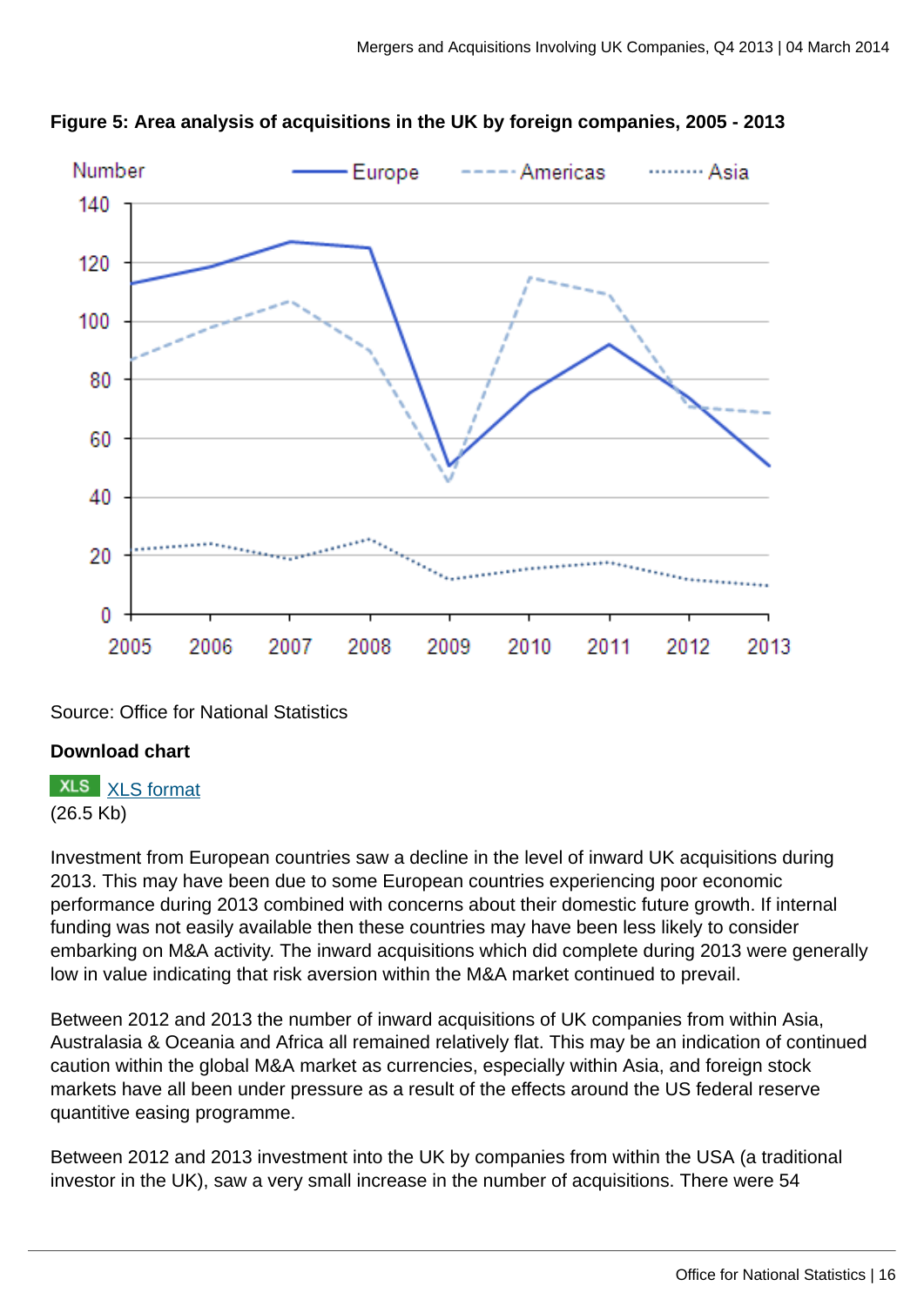**Figure 5: Area analysis of acquisitions in the UK by foreign companies, 2005 - 2013**

Source: Office for National Statistics

**Download chart**

XLS XLS format
(26.5 Kb)

Investment from European countries saw a decline in the level of inward UK acquisitions during 2013. This may have been due to some European countries experiencing poor economic performance during 2013 combined with concerns about their domestic future growth. If internal funding was not easily available then these countries may have been less likely to consider embarking on M&A activity. The inward acquisitions which did complete during 2013 were generally low in value indicating that risk aversion within the M&A market continued to prevail.

Between 2012 and 2013 the number of inward acquisitions of UK companies from within Asia, Australasia & Oceania and Africa all remained relatively flat. This may be an indication of continued caution within the global M&A market as currencies, especially within Asia, and foreign stock markets have all been under pressure as a result of the effects around the US federal reserve quantitive easing programme.

Between 2012 and 2013 investment into the UK by companies from within the USA (a traditional investor in the UK), saw a very small increase in the number of acquisitions. There were 54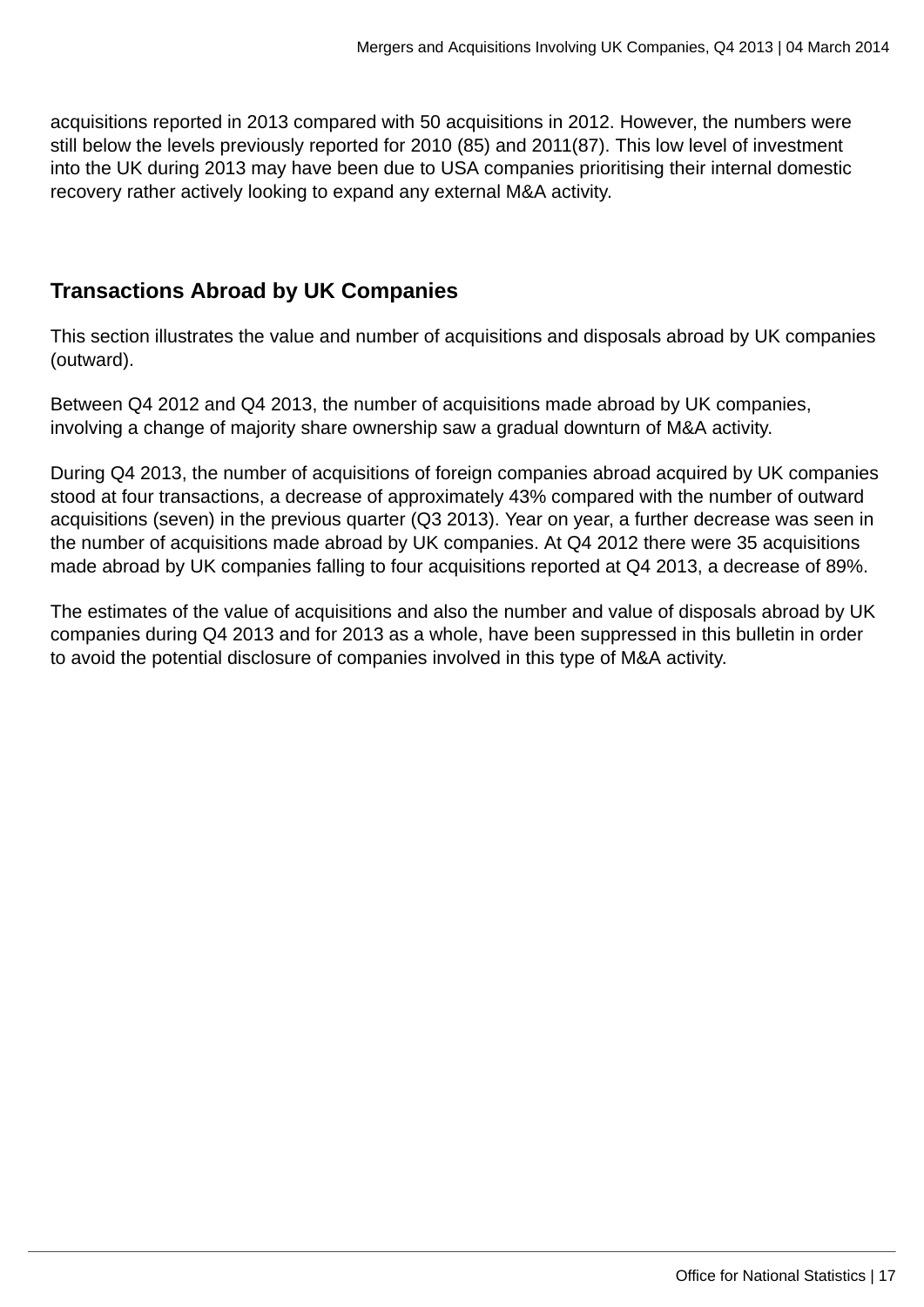acquisitions reported in 2013 compared with 50 acquisitions in 2012. However, the numbers were still below the levels previously reported for 2010 (85) and 2011(87). This low level of investment into the UK during 2013 may have been due to USA companies prioritising their internal domestic recovery rather actively looking to expand any external M&A activity.

## Transactions Abroad by UK Companies

This section illustrates the value and number of acquisitions and disposals abroad by UK companies (outward).

Between Q4 2012 and Q4 2013, the number of acquisitions made abroad by UK companies, involving a change of majority share ownership saw a gradual downturn of M&A activity.

During Q4 2013, the number of acquisitions of foreign companies abroad acquired by UK companies stood at four transactions, a decrease of approximately 43% compared with the number of outward acquisitions (seven) in the previous quarter (Q3 2013). Year on year, a further decrease was seen in the number of acquisitions made abroad by UK companies. At Q4 2012 there were 35 acquisitions made abroad by UK companies falling to four acquisitions reported at Q4 2013, a decrease of 89%.

The estimates of the value of acquisitions and also the number and value of disposals abroad by UK companies during Q4 2013 and for 2013 as a whole, have been suppressed in this bulletin in order to avoid the potential disclosure of companies involved in this type of M&A activity.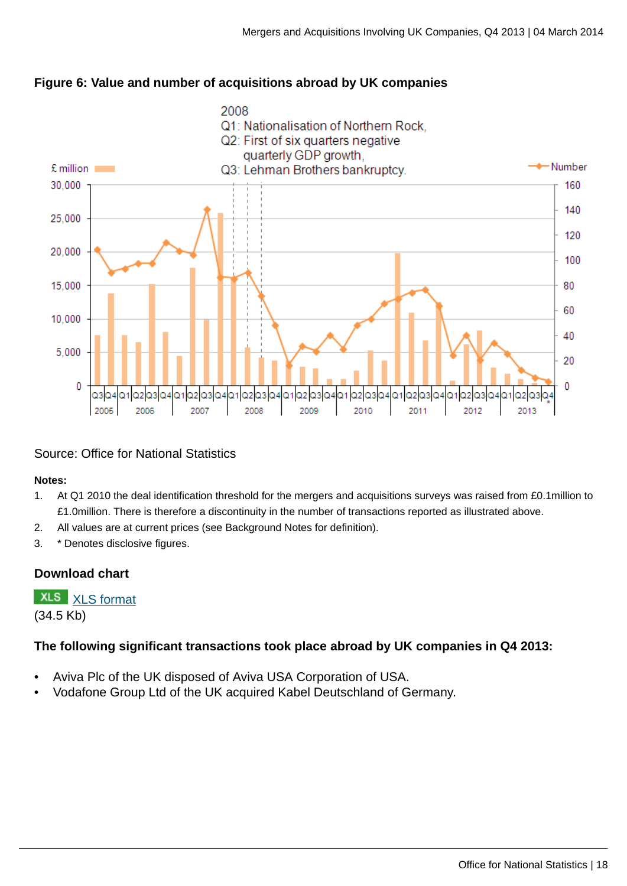**Figure 6: Value and number of acquisitions abroad by UK companies**

2008
Q1: Nationalisation of Northern Rock,
Q2: First of six quarters negative quarterly GDP growth,
Q3: Lehman Brothers bankruptcy.

Source: Office for National Statistics

**Notes:**

1. At Q1 2010 the deal identification threshold for the mergers and acquisitions surveys was raised from £0.1million to £1.0million. There is therefore a discontinuity in the number of transactions reported as illustrated above.
2. All values are at current prices (see Background Notes for definition).
3. * Denotes disclosive figures.

### Download chart

XLS [XLS format](#)
(34.5 Kb)

### The following significant transactions took place abroad by UK companies in Q4 2013:

- Aviva Plc of the UK disposed of Aviva USA Corporation of USA.
- Vodafone Group Ltd of the UK acquired Kabel Deutschland of Germany.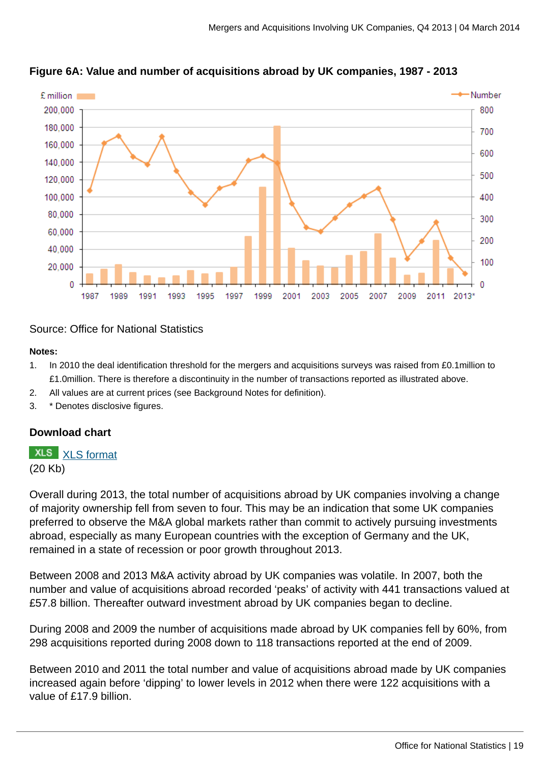**Figure 6A: Value and number of acquisitions abroad by UK companies, 1987 - 2013**

Source: Office for National Statistics

**Notes:**

1. In 2010 the deal identification threshold for the mergers and acquisitions surveys was raised from £0.1million to £1.0million. There is therefore a discontinuity in the number of transactions reported as illustrated above.
2. All values are at current prices (see Background Notes for definition).
3. * Denotes disclosive figures.

**Download chart**

XLS [XLS format](#)
(20 Kb)

Overall during 2013, the total number of acquisitions abroad by UK companies involving a change of majority ownership fell from seven to four. This may be an indication that some UK companies preferred to observe the M&A global markets rather than commit to actively pursuing investments abroad, especially as many European countries with the exception of Germany and the UK, remained in a state of recession or poor growth throughout 2013.

Between 2008 and 2013 M&A activity abroad by UK companies was volatile. In 2007, both the number and value of acquisitions abroad recorded 'peaks' of activity with 441 transactions valued at £57.8 billion. Thereafter outward investment abroad by UK companies began to decline.

During 2008 and 2009 the number of acquisitions made abroad by UK companies fell by 60%, from 298 acquisitions reported during 2008 down to 118 transactions reported at the end of 2009.

Between 2010 and 2011 the total number and value of acquisitions abroad made by UK companies increased again before 'dipping' to lower levels in 2012 when there were 122 acquisitions with a value of £17.9 billion.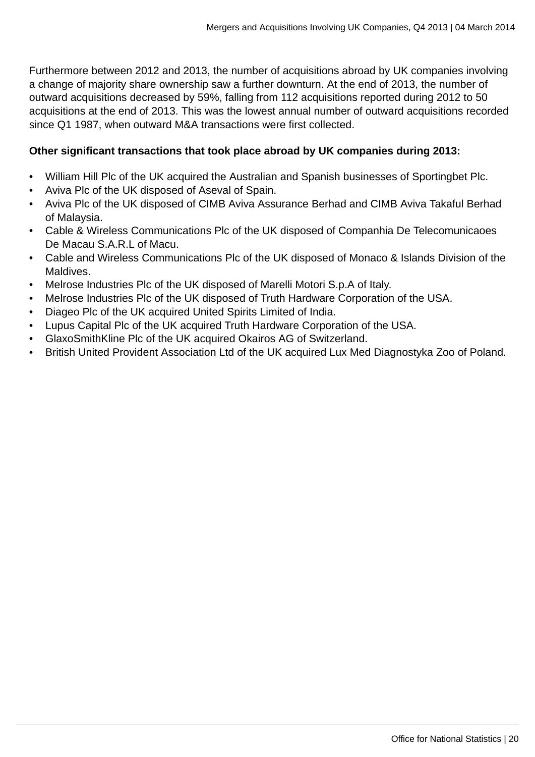Furthermore between 2012 and 2013, the number of acquisitions abroad by UK companies involving a change of majority share ownership saw a further downturn. At the end of 2013, the number of outward acquisitions decreased by 59%, falling from 112 acquisitions reported during 2012 to 50 acquisitions at the end of 2013. This was the lowest annual number of outward acquisitions recorded since Q1 1987, when outward M&A transactions were first collected.

**Other significant transactions that took place abroad by UK companies during 2013:**

- William Hill Plc of the UK acquired the Australian and Spanish businesses of Sportingbet Plc.
- Aviva Plc of the UK disposed of Aseval of Spain.
- Aviva Plc of the UK disposed of CIMB Aviva Assurance Berhad and CIMB Aviva Takaful Berhad of Malaysia.
- Cable & Wireless Communications Plc of the UK disposed of Companhia De Telecomunicaoes De Macau S.A.R.L of Macu.
- Cable and Wireless Communications Plc of the UK disposed of Monaco & Islands Division of the Maldives.
- Melrose Industries Plc of the UK disposed of Marelli Motori S.p.A of Italy.
- Melrose Industries Plc of the UK disposed of Truth Hardware Corporation of the USA.
- Diageo Plc of the UK acquired United Spirits Limited of India.
- Lupus Capital Plc of the UK acquired Truth Hardware Corporation of the USA.
- GlaxoSmithKline Plc of the UK acquired Okairos AG of Switzerland.
- British United Provident Association Ltd of the UK acquired Lux Med Diagnostyka Zoo of Poland.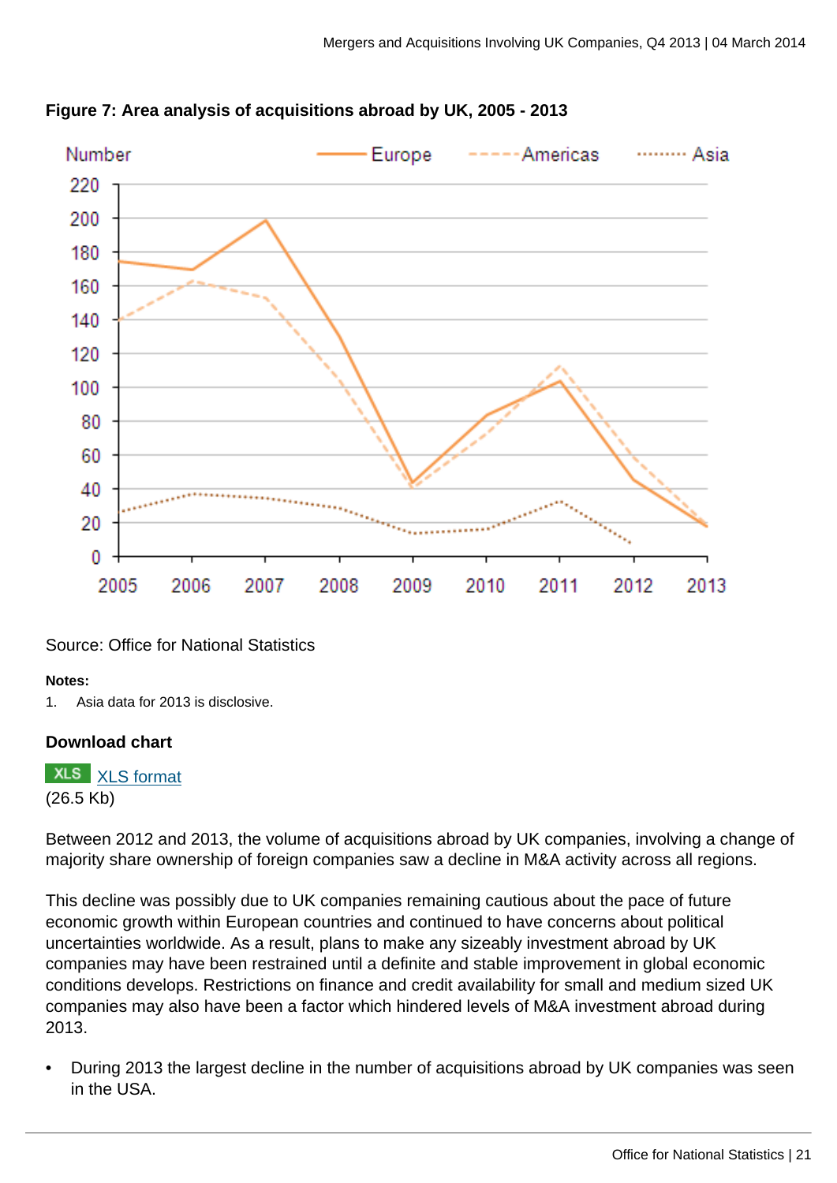**Figure 7: Area analysis of acquisitions abroad by UK, 2005 - 2013**

Source: Office for National Statistics

**Notes:**

1. Asia data for 2013 is disclosive.

**Download chart**

XLS [XLS format](#)
(26.5 Kb)

Between 2012 and 2013, the volume of acquisitions abroad by UK companies, involving a change of majority share ownership of foreign companies saw a decline in M&A activity across all regions.

This decline was possibly due to UK companies remaining cautious about the pace of future economic growth within European countries and continued to have concerns about political uncertainties worldwide. As a result, plans to make any sizeably investment abroad by UK companies may have been restrained until a definite and stable improvement in global economic conditions develops. Restrictions on finance and credit availability for small and medium sized UK companies may also have been a factor which hindered levels of M&A investment abroad during 2013.

- During 2013 the largest decline in the number of acquisitions abroad by UK companies was seen in the USA.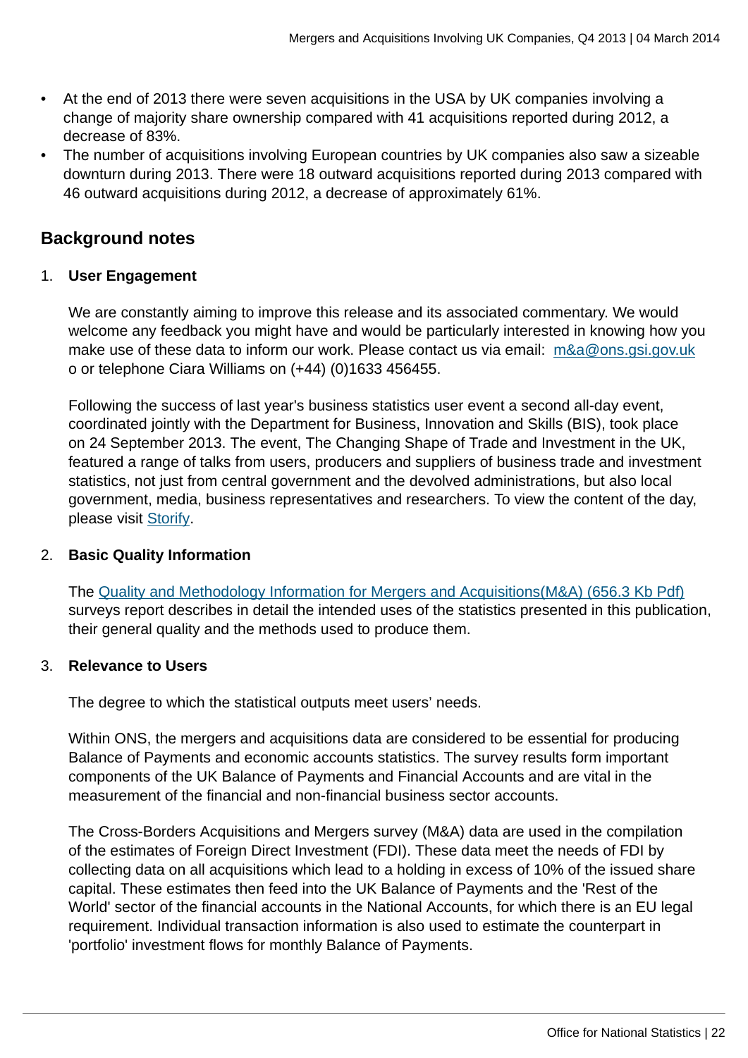- At the end of 2013 there were seven acquisitions in the USA by UK companies involving a change of majority share ownership compared with 41 acquisitions reported during 2012, a decrease of 83%.
- The number of acquisitions involving European countries by UK companies also saw a sizeable downturn during 2013. There were 18 outward acquisitions reported during 2013 compared with 46 outward acquisitions during 2012, a decrease of approximately 61%.

## Background notes

1. **User Engagement**

   We are constantly aiming to improve this release and its associated commentary. We would welcome any feedback you might have and would be particularly interested in knowing how you make use of these data to inform our work. Please contact us via email: m&a@ons.gsi.gov.uk o or telephone Ciara Williams on (+44) (0)1633 456455.

   Following the success of last year's business statistics user event a second all-day event, coordinated jointly with the Department for Business, Innovation and Skills (BIS), took place on 24 September 2013. The event, The Changing Shape of Trade and Investment in the UK, featured a range of talks from users, producers and suppliers of business trade and investment statistics, not just from central government and the devolved administrations, but also local government, media, business representatives and researchers. To view the content of the day, please visit Storify.

2. **Basic Quality Information**

   The Quality and Methodology Information for Mergers and Acquisitions(M&A) (656.3 Kb Pdf) surveys report describes in detail the intended uses of the statistics presented in this publication, their general quality and the methods used to produce them.

3. **Relevance to Users**

   The degree to which the statistical outputs meet users' needs.

   Within ONS, the mergers and acquisitions data are considered to be essential for producing Balance of Payments and economic accounts statistics. The survey results form important components of the UK Balance of Payments and Financial Accounts and are vital in the measurement of the financial and non-financial business sector accounts.

   The Cross-Borders Acquisitions and Mergers survey (M&A) data are used in the compilation of the estimates of Foreign Direct Investment (FDI). These data meet the needs of FDI by collecting data on all acquisitions which lead to a holding in excess of 10% of the issued share capital. These estimates then feed into the UK Balance of Payments and the 'Rest of the World' sector of the financial accounts in the National Accounts, for which there is an EU legal requirement. Individual transaction information is also used to estimate the counterpart in 'portfolio' investment flows for monthly Balance of Payments.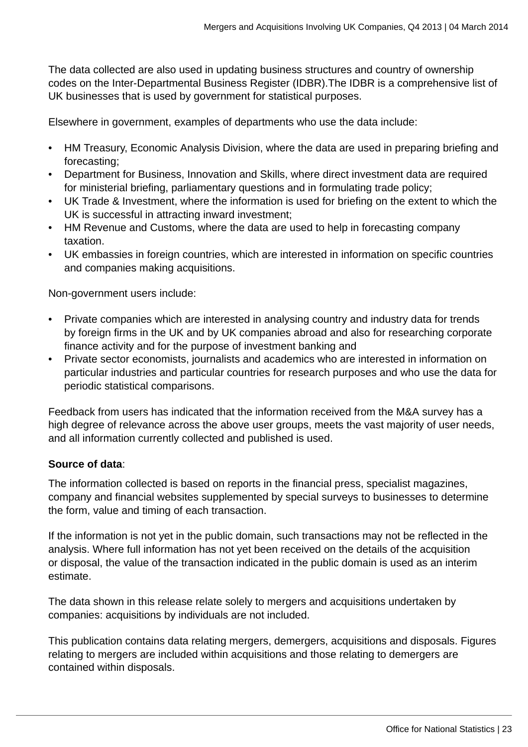The data collected are also used in updating business structures and country of ownership codes on the Inter-Departmental Business Register (IDBR).The IDBR is a comprehensive list of UK businesses that is used by government for statistical purposes.

Elsewhere in government, examples of departments who use the data include:

- HM Treasury, Economic Analysis Division, where the data are used in preparing briefing and forecasting;
- Department for Business, Innovation and Skills, where direct investment data are required for ministerial briefing, parliamentary questions and in formulating trade policy;
- UK Trade & Investment, where the information is used for briefing on the extent to which the UK is successful in attracting inward investment;
- HM Revenue and Customs, where the data are used to help in forecasting company taxation.
- UK embassies in foreign countries, which are interested in information on specific countries and companies making acquisitions.

Non-government users include:

- Private companies which are interested in analysing country and industry data for trends by foreign firms in the UK and by UK companies abroad and also for researching corporate finance activity and for the purpose of investment banking and
- Private sector economists, journalists and academics who are interested in information on particular industries and particular countries for research purposes and who use the data for periodic statistical comparisons.

Feedback from users has indicated that the information received from the M&A survey has a high degree of relevance across the above user groups, meets the vast majority of user needs, and all information currently collected and published is used.

**Source of data**:

The information collected is based on reports in the financial press, specialist magazines, company and financial websites supplemented by special surveys to businesses to determine the form, value and timing of each transaction.

If the information is not yet in the public domain, such transactions may not be reflected in the analysis. Where full information has not yet been received on the details of the acquisition or disposal, the value of the transaction indicated in the public domain is used as an interim estimate.

The data shown in this release relate solely to mergers and acquisitions undertaken by companies: acquisitions by individuals are not included.

This publication contains data relating mergers, demergers, acquisitions and disposals. Figures relating to mergers are included within acquisitions and those relating to demergers are contained within disposals.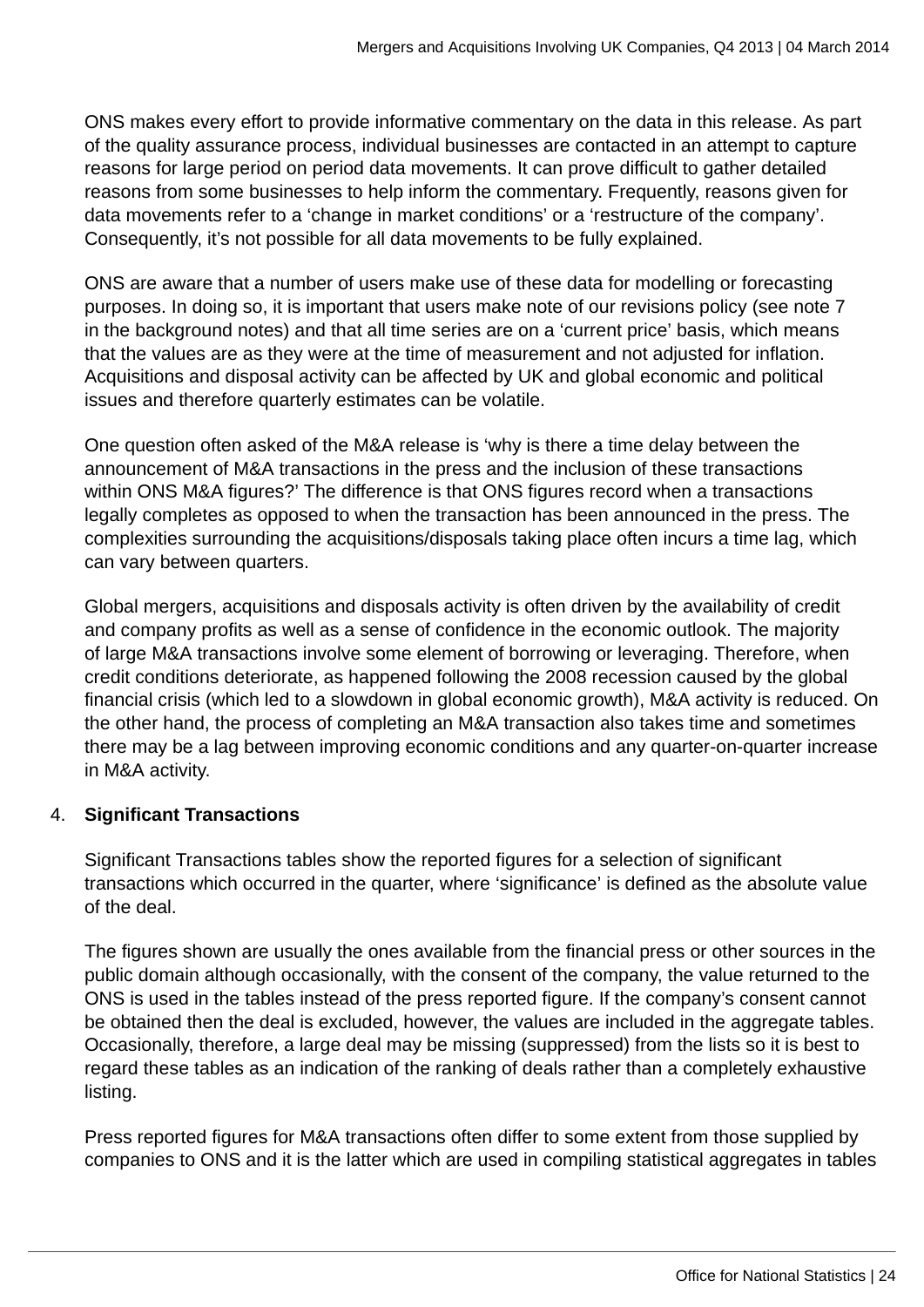ONS makes every effort to provide informative commentary on the data in this release. As part of the quality assurance process, individual businesses are contacted in an attempt to capture reasons for large period on period data movements. It can prove difficult to gather detailed reasons from some businesses to help inform the commentary. Frequently, reasons given for data movements refer to a 'change in market conditions' or a 'restructure of the company'. Consequently, it's not possible for all data movements to be fully explained.

ONS are aware that a number of users make use of these data for modelling or forecasting purposes. In doing so, it is important that users make note of our revisions policy (see note 7 in the background notes) and that all time series are on a 'current price' basis, which means that the values are as they were at the time of measurement and not adjusted for inflation. Acquisitions and disposal activity can be affected by UK and global economic and political issues and therefore quarterly estimates can be volatile.

One question often asked of the M&A release is 'why is there a time delay between the announcement of M&A transactions in the press and the inclusion of these transactions within ONS M&A figures?' The difference is that ONS figures record when a transactions legally completes as opposed to when the transaction has been announced in the press. The complexities surrounding the acquisitions/disposals taking place often incurs a time lag, which can vary between quarters.

Global mergers, acquisitions and disposals activity is often driven by the availability of credit and company profits as well as a sense of confidence in the economic outlook. The majority of large M&A transactions involve some element of borrowing or leveraging. Therefore, when credit conditions deteriorate, as happened following the 2008 recession caused by the global financial crisis (which led to a slowdown in global economic growth), M&A activity is reduced. On the other hand, the process of completing an M&A transaction also takes time and sometimes there may be a lag between improving economic conditions and any quarter-on-quarter increase in M&A activity.

4. **Significant Transactions**

Significant Transactions tables show the reported figures for a selection of significant transactions which occurred in the quarter, where 'significance' is defined as the absolute value of the deal.

The figures shown are usually the ones available from the financial press or other sources in the public domain although occasionally, with the consent of the company, the value returned to the ONS is used in the tables instead of the press reported figure. If the company's consent cannot be obtained then the deal is excluded, however, the values are included in the aggregate tables. Occasionally, therefore, a large deal may be missing (suppressed) from the lists so it is best to regard these tables as an indication of the ranking of deals rather than a completely exhaustive listing.

Press reported figures for M&A transactions often differ to some extent from those supplied by companies to ONS and it is the latter which are used in compiling statistical aggregates in tables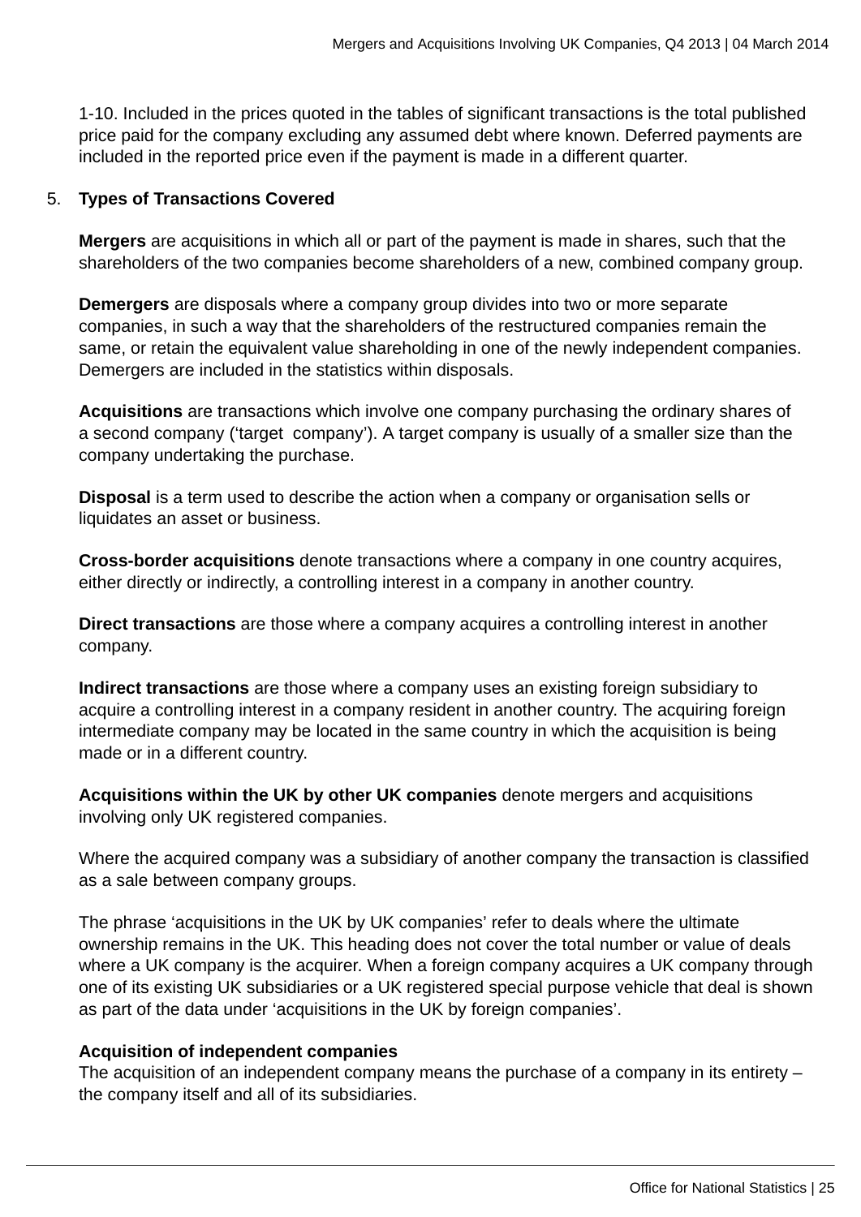1-10. Included in the prices quoted in the tables of significant transactions is the total published price paid for the company excluding any assumed debt where known. Deferred payments are included in the reported price even if the payment is made in a different quarter.

5. **Types of Transactions Covered**

**Mergers** are acquisitions in which all or part of the payment is made in shares, such that the shareholders of the two companies become shareholders of a new, combined company group.

**Demergers** are disposals where a company group divides into two or more separate companies, in such a way that the shareholders of the restructured companies remain the same, or retain the equivalent value shareholding in one of the newly independent companies. Demergers are included in the statistics within disposals.

**Acquisitions** are transactions which involve one company purchasing the ordinary shares of a second company ('target company'). A target company is usually of a smaller size than the company undertaking the purchase.

**Disposal** is a term used to describe the action when a company or organisation sells or liquidates an asset or business.

**Cross-border acquisitions** denote transactions where a company in one country acquires, either directly or indirectly, a controlling interest in a company in another country.

**Direct transactions** are those where a company acquires a controlling interest in another company.

**Indirect transactions** are those where a company uses an existing foreign subsidiary to acquire a controlling interest in a company resident in another country. The acquiring foreign intermediate company may be located in the same country in which the acquisition is being made or in a different country.

**Acquisitions within the UK by other UK companies** denote mergers and acquisitions involving only UK registered companies.

Where the acquired company was a subsidiary of another company the transaction is classified as a sale between company groups.

The phrase 'acquisitions in the UK by UK companies' refer to deals where the ultimate ownership remains in the UK. This heading does not cover the total number or value of deals where a UK company is the acquirer. When a foreign company acquires a UK company through one of its existing UK subsidiaries or a UK registered special purpose vehicle that deal is shown as part of the data under 'acquisitions in the UK by foreign companies'.

**Acquisition of independent companies**
The acquisition of an independent company means the purchase of a company in its entirety – the company itself and all of its subsidiaries.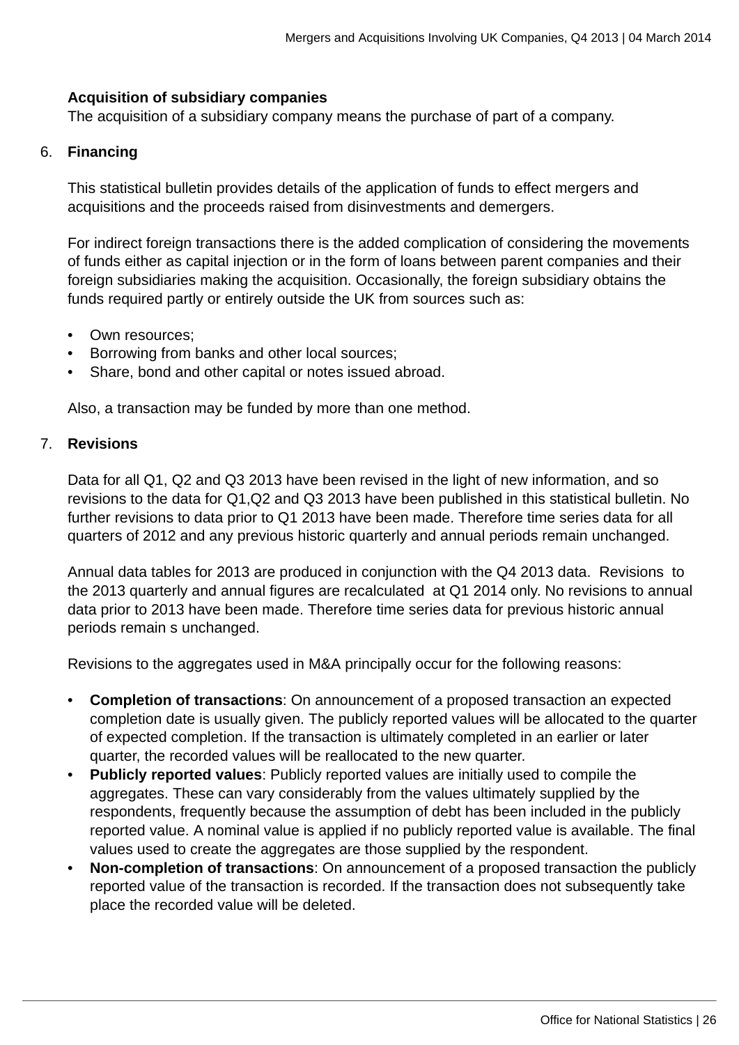**Acquisition of subsidiary companies**
The acquisition of a subsidiary company means the purchase of part of a company.

6. **Financing**

This statistical bulletin provides details of the application of funds to effect mergers and acquisitions and the proceeds raised from disinvestments and demergers.

For indirect foreign transactions there is the added complication of considering the movements of funds either as capital injection or in the form of loans between parent companies and their foreign subsidiaries making the acquisition. Occasionally, the foreign subsidiary obtains the funds required partly or entirely outside the UK from sources such as:

- Own resources;
- Borrowing from banks and other local sources;
- Share, bond and other capital or notes issued abroad.

Also, a transaction may be funded by more than one method.

7. **Revisions**

Data for all Q1, Q2 and Q3 2013 have been revised in the light of new information, and so revisions to the data for Q1,Q2 and Q3 2013 have been published in this statistical bulletin. No further revisions to data prior to Q1 2013 have been made. Therefore time series data for all quarters of 2012 and any previous historic quarterly and annual periods remain unchanged.

Annual data tables for 2013 are produced in conjunction with the Q4 2013 data. Revisions to the 2013 quarterly and annual figures are recalculated at Q1 2014 only. No revisions to annual data prior to 2013 have been made. Therefore time series data for previous historic annual periods remain s unchanged.

Revisions to the aggregates used in M&A principally occur for the following reasons:

- **Completion of transactions**: On announcement of a proposed transaction an expected completion date is usually given. The publicly reported values will be allocated to the quarter of expected completion. If the transaction is ultimately completed in an earlier or later quarter, the recorded values will be reallocated to the new quarter.
- **Publicly reported values**: Publicly reported values are initially used to compile the aggregates. These can vary considerably from the values ultimately supplied by the respondents, frequently because the assumption of debt has been included in the publicly reported value. A nominal value is applied if no publicly reported value is available. The final values used to create the aggregates are those supplied by the respondent.
- **Non-completion of transactions**: On announcement of a proposed transaction the publicly reported value of the transaction is recorded. If the transaction does not subsequently take place the recorded value will be deleted.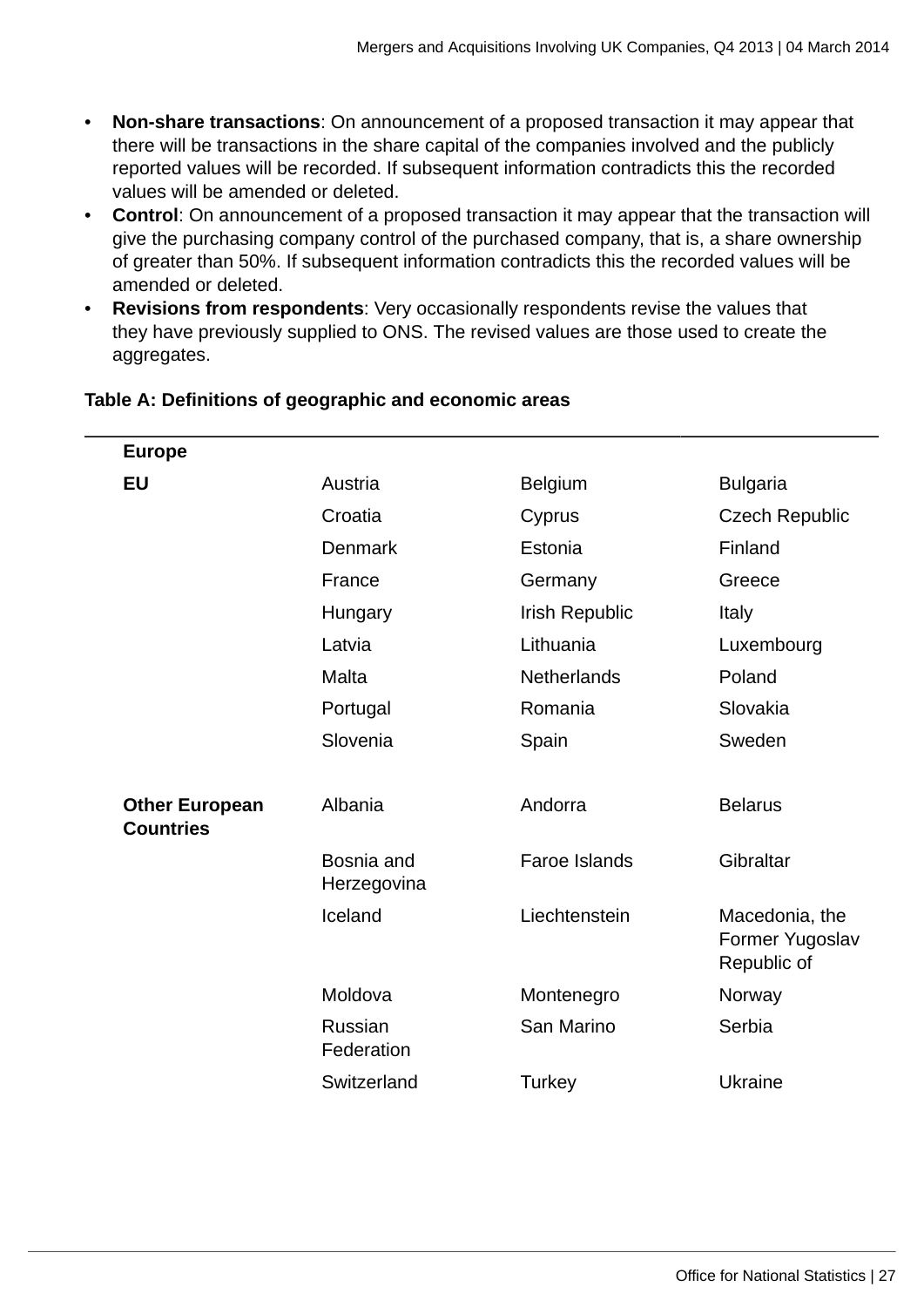- **Non-share transactions**: On announcement of a proposed transaction it may appear that there will be transactions in the share capital of the companies involved and the publicly reported values will be recorded. If subsequent information contradicts this the recorded values will be amended or deleted.
- **Control**: On announcement of a proposed transaction it may appear that the transaction will give the purchasing company control of the purchased company, that is, a share ownership of greater than 50%. If subsequent information contradicts this the recorded values will be amended or deleted.
- **Revisions from respondents**: Very occasionally respondents revise the values that they have previously supplied to ONS. The revised values are those used to create the aggregates.

**Table A: Definitions of geographic and economic areas**

| **Europe** | | | |
|---|---|---|---|
| **EU** | Austria | Belgium | Bulgaria |
| | Croatia | Cyprus | Czech Republic |
| | Denmark | Estonia | Finland |
| | France | Germany | Greece |
| | Hungary | Irish Republic | Italy |
| | Latvia | Lithuania | Luxembourg |
| | Malta | Netherlands | Poland |
| | Portugal | Romania | Slovakia |
| | Slovenia | Spain | Sweden |
| | | | |
| **Other European Countries** | Albania | Andorra | Belarus |
| | Bosnia and Herzegovina | Faroe Islands | Gibraltar |
| | Iceland | Liechtenstein | Macedonia, the Former Yugoslav Republic of |
| | Moldova | Montenegro | Norway |
| | Russian Federation | San Marino | Serbia |
| | Switzerland | Turkey | Ukraine |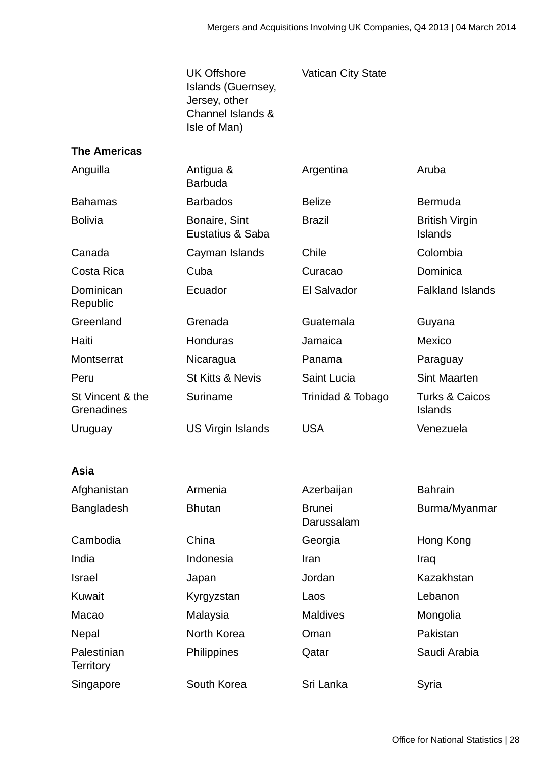| | UK Offshore Islands (Guernsey, Jersey, other Channel Islands & Isle of Man) | Vatican City State | |
|---|---|---|---|

**The Americas**

| | | | |
|---|---|---|---|
| Anguilla | Antigua & Barbuda | Argentina | Aruba |
| Bahamas | Barbados | Belize | Bermuda |
| Bolivia | Bonaire, Sint Eustatius & Saba | Brazil | British Virgin Islands |
| Canada | Cayman Islands | Chile | Colombia |
| Costa Rica | Cuba | Curacao | Dominica |
| Dominican Republic | Ecuador | El Salvador | Falkland Islands |
| Greenland | Grenada | Guatemala | Guyana |
| Haiti | Honduras | Jamaica | Mexico |
| Montserrat | Nicaragua | Panama | Paraguay |
| Peru | St Kitts & Nevis | Saint Lucia | Sint Maarten |
| St Vincent & the Grenadines | Suriname | Trinidad & Tobago | Turks & Caicos Islands |
| Uruguay | US Virgin Islands | USA | Venezuela |

**Asia**

| | | | |
|---|---|---|---|
| Afghanistan | Armenia | Azerbaijan | Bahrain |
| Bangladesh | Bhutan | Brunei Darussalam | Burma/Myanmar |
| Cambodia | China | Georgia | Hong Kong |
| India | Indonesia | Iran | Iraq |
| Israel | Japan | Jordan | Kazakhstan |
| Kuwait | Kyrgyzstan | Laos | Lebanon |
| Macao | Malaysia | Maldives | Mongolia |
| Nepal | North Korea | Oman | Pakistan |
| Palestinian Territory | Philippines | Qatar | Saudi Arabia |
| Singapore | South Korea | Sri Lanka | Syria |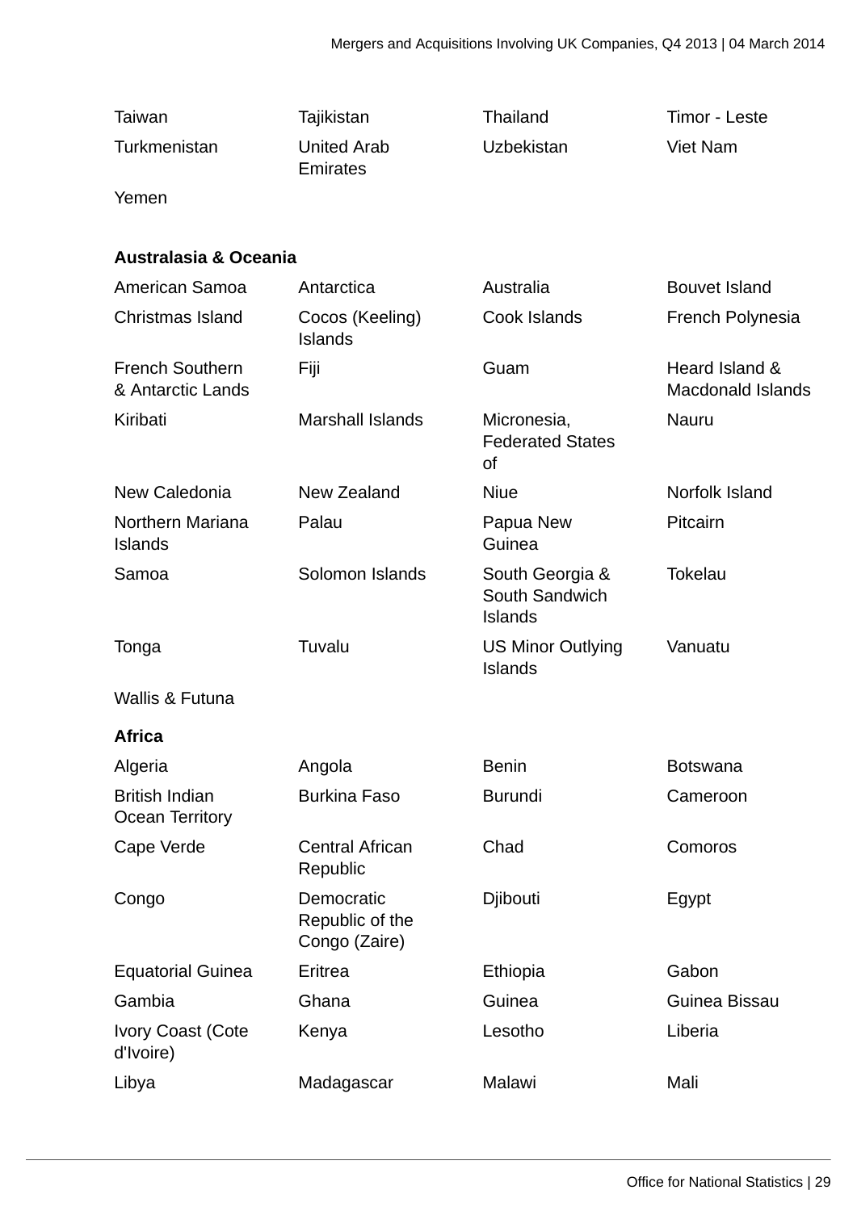| | | | |
|---|---|---|---|
| Taiwan | Tajikistan | Thailand | Timor - Leste |
| Turkmenistan | United Arab Emirates | Uzbekistan | Viet Nam |
| Yemen | | | |

**Australasia & Oceania**

| | | | |
|---|---|---|---|
| American Samoa | Antarctica | Australia | Bouvet Island |
| Christmas Island | Cocos (Keeling) Islands | Cook Islands | French Polynesia |
| French Southern & Antarctic Lands | Fiji | Guam | Heard Island & Macdonald Islands |
| Kiribati | Marshall Islands | Micronesia, Federated States of | Nauru |
| New Caledonia | New Zealand | Niue | Norfolk Island |
| Northern Mariana Islands | Palau | Papua New Guinea | Pitcairn |
| Samoa | Solomon Islands | South Georgia & South Sandwich Islands | Tokelau |
| Tonga | Tuvalu | US Minor Outlying Islands | Vanuatu |
| Wallis & Futuna | | | |

**Africa**

| | | | |
|---|---|---|---|
| Algeria | Angola | Benin | Botswana |
| British Indian Ocean Territory | Burkina Faso | Burundi | Cameroon |
| Cape Verde | Central African Republic | Chad | Comoros |
| Congo | Democratic Republic of the Congo (Zaire) | Djibouti | Egypt |
| Equatorial Guinea | Eritrea | Ethiopia | Gabon |
| Gambia | Ghana | Guinea | Guinea Bissau |
| Ivory Coast (Cote d'Ivoire) | Kenya | Lesotho | Liberia |
| Libya | Madagascar | Malawi | Mali |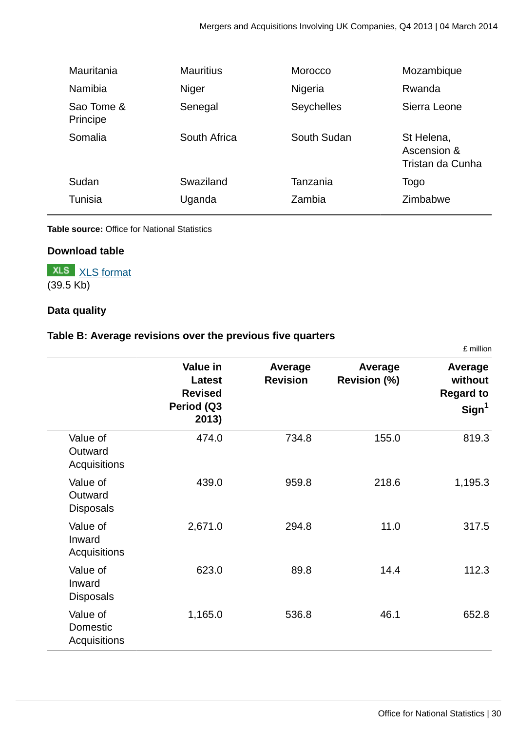| | | | |
|---|---|---|---|
| Mauritania | Mauritius | Morocco | Mozambique |
| Namibia | Niger | Nigeria | Rwanda |
| Sao Tome & Principe | Senegal | Seychelles | Sierra Leone |
| Somalia | South Africa | South Sudan | St Helena, Ascension & Tristan da Cunha |
| Sudan | Swaziland | Tanzania | Togo |
| Tunisia | Uganda | Zambia | Zimbabwe |

**Table source:** Office for National Statistics

**Download table**

XLS [XLS format](#)
(39.5 Kb)

**Data quality**

**Table B: Average revisions over the previous five quarters**

£ million

| | Value in Latest Revised Period (Q3 2013) | Average Revision | Average Revision (%) | Average without Regard to Sign[1] |
|---|---|---|---|---|
| Value of Outward Acquisitions | 474.0 | 734.8 | 155.0 | 819.3 |
| Value of Outward Disposals | 439.0 | 959.8 | 218.6 | 1,195.3 |
| Value of Inward Acquisitions | 2,671.0 | 294.8 | 11.0 | 317.5 |
| Value of Inward Disposals | 623.0 | 89.8 | 14.4 | 112.3 |
| Value of Domestic Acquisitions | 1,165.0 | 536.8 | 46.1 | 652.8 |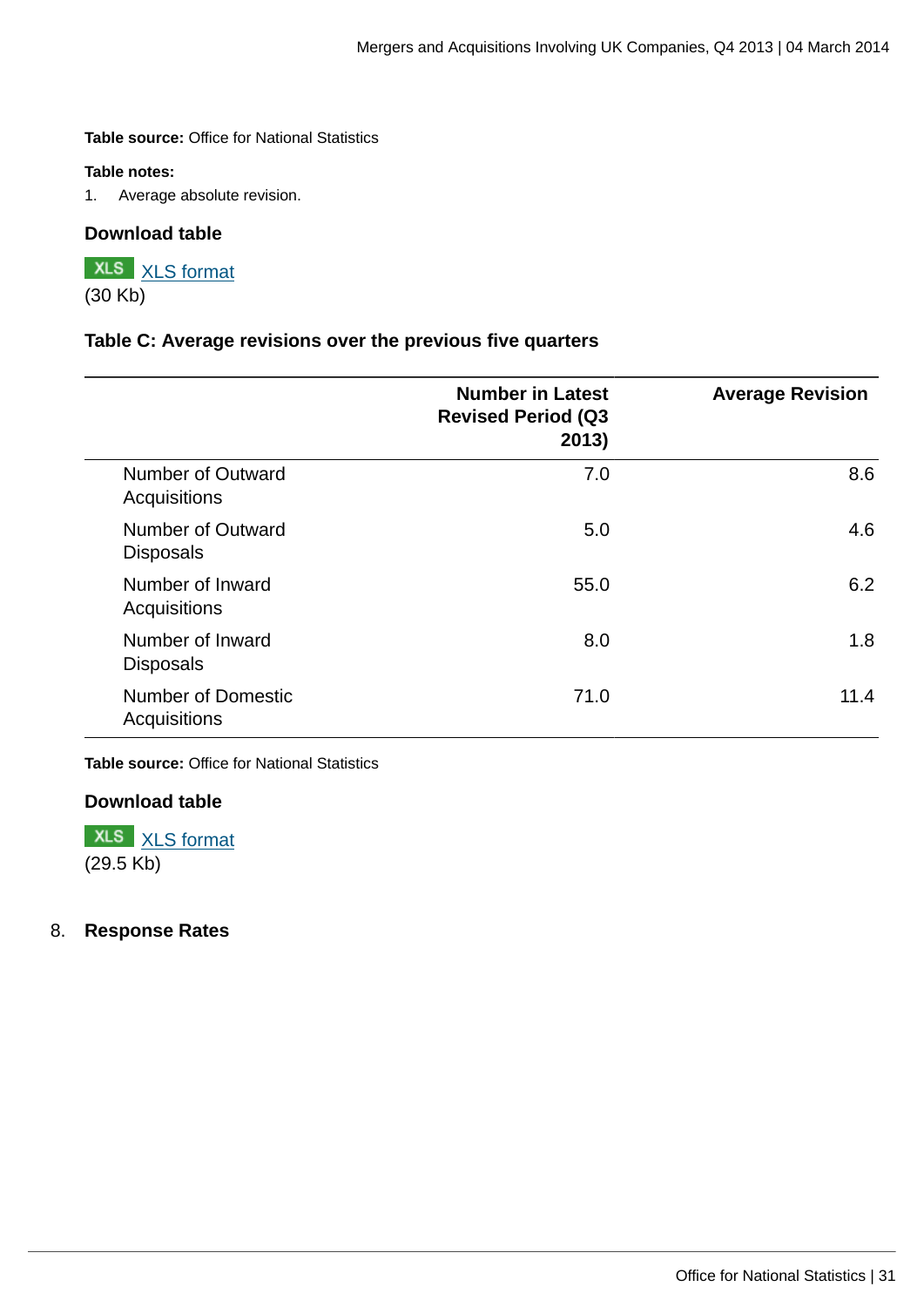**Table source:** Office for National Statistics

**Table notes:**

1. Average absolute revision.

**Download table**

XLS [XLS format](#)
(30 Kb)

**Table C: Average revisions over the previous five quarters**

| | Number in Latest Revised Period (Q3 2013) | Average Revision |
|---|---|---|
| Number of Outward Acquisitions | 7.0 | 8.6 |
| Number of Outward Disposals | 5.0 | 4.6 |
| Number of Inward Acquisitions | 55.0 | 6.2 |
| Number of Inward Disposals | 8.0 | 1.8 |
| Number of Domestic Acquisitions | 71.0 | 11.4 |

**Table source:** Office for National Statistics

**Download table**

XLS [XLS format](#)
(29.5 Kb)

## 8. Response Rates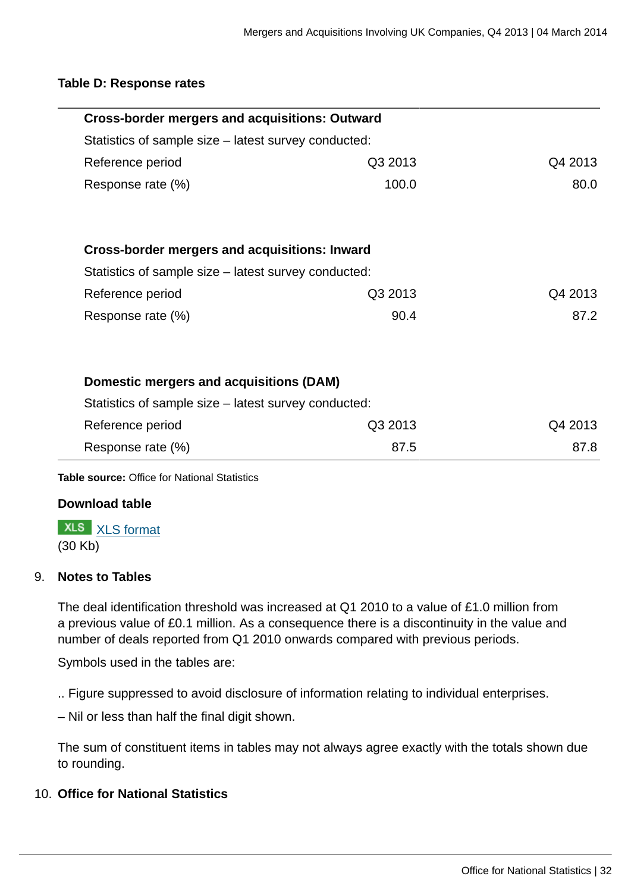### Table D: Response rates

| | | |
|---|---|---|
| **Cross-border mergers and acquisitions: Outward** | | |
| Statistics of sample size – latest survey conducted: | | |
| Reference period | Q3 2013 | Q4 2013 |
| Response rate (%) | 100.0 | 80.0 |
| | | |
| **Cross-border mergers and acquisitions: Inward** | | |
| Statistics of sample size – latest survey conducted: | | |
| Reference period | Q3 2013 | Q4 2013 |
| Response rate (%) | 90.4 | 87.2 |
| | | |
| **Domestic mergers and acquisitions (DAM)** | | |
| Statistics of sample size – latest survey conducted: | | |
| Reference period | Q3 2013 | Q4 2013 |
| Response rate (%) | 87.5 | 87.8 |

**Table source:** Office for National Statistics

**Download table**

XLS format
(30 Kb)

9. **Notes to Tables**

The deal identification threshold was increased at Q1 2010 to a value of £1.0 million from a previous value of £0.1 million. As a consequence there is a discontinuity in the value and number of deals reported from Q1 2010 onwards compared with previous periods.

Symbols used in the tables are:

.. Figure suppressed to avoid disclosure of information relating to individual enterprises.

– Nil or less than half the final digit shown.

The sum of constituent items in tables may not always agree exactly with the totals shown due to rounding.

10. **Office for National Statistics**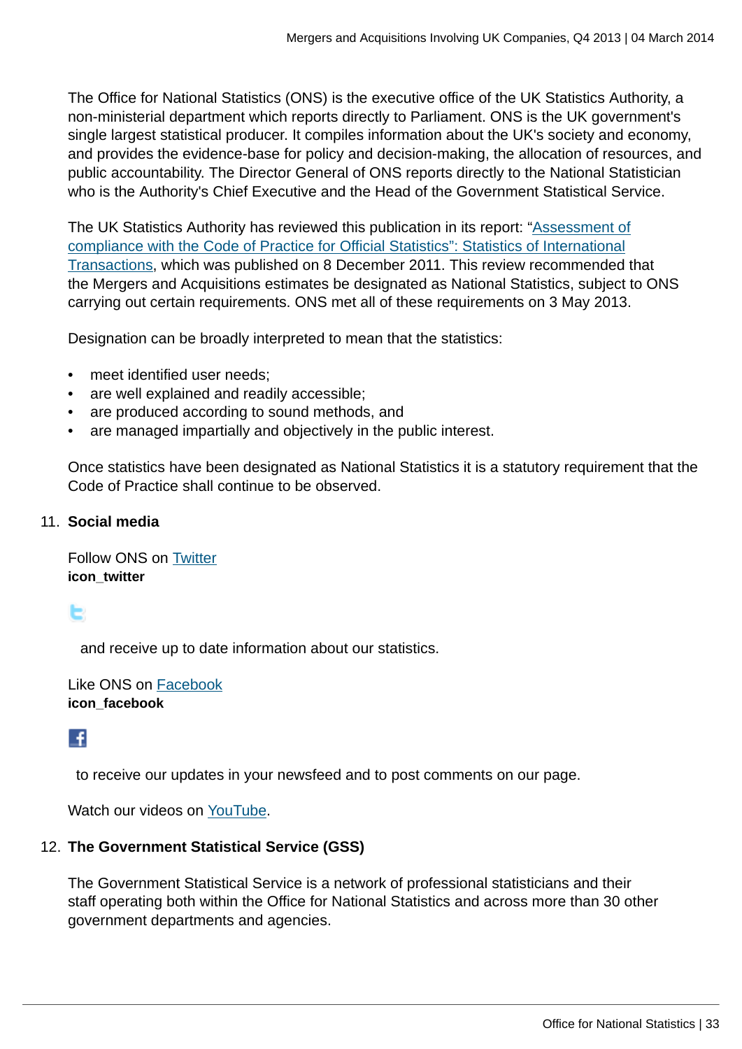The Office for National Statistics (ONS) is the executive office of the UK Statistics Authority, a non-ministerial department which reports directly to Parliament. ONS is the UK government's single largest statistical producer. It compiles information about the UK's society and economy, and provides the evidence-base for policy and decision-making, the allocation of resources, and public accountability. The Director General of ONS reports directly to the National Statistician who is the Authority's Chief Executive and the Head of the Government Statistical Service.

The UK Statistics Authority has reviewed this publication in its report: "Assessment of compliance with the Code of Practice for Official Statistics": Statistics of International Transactions, which was published on 8 December 2011. This review recommended that the Mergers and Acquisitions estimates be designated as National Statistics, subject to ONS carrying out certain requirements. ONS met all of these requirements on 3 May 2013.

Designation can be broadly interpreted to mean that the statistics:

- meet identified user needs;
- are well explained and readily accessible;
- are produced according to sound methods, and
- are managed impartially and objectively in the public interest.

Once statistics have been designated as National Statistics it is a statutory requirement that the Code of Practice shall continue to be observed.

11. **Social media**

Follow ONS on Twitter
**icon_twitter**

and receive up to date information about our statistics.

Like ONS on Facebook
**icon_facebook**

to receive our updates in your newsfeed and to post comments on our page.

Watch our videos on YouTube.

12. **The Government Statistical Service (GSS)**

The Government Statistical Service is a network of professional statisticians and their staff operating both within the Office for National Statistics and across more than 30 other government departments and agencies.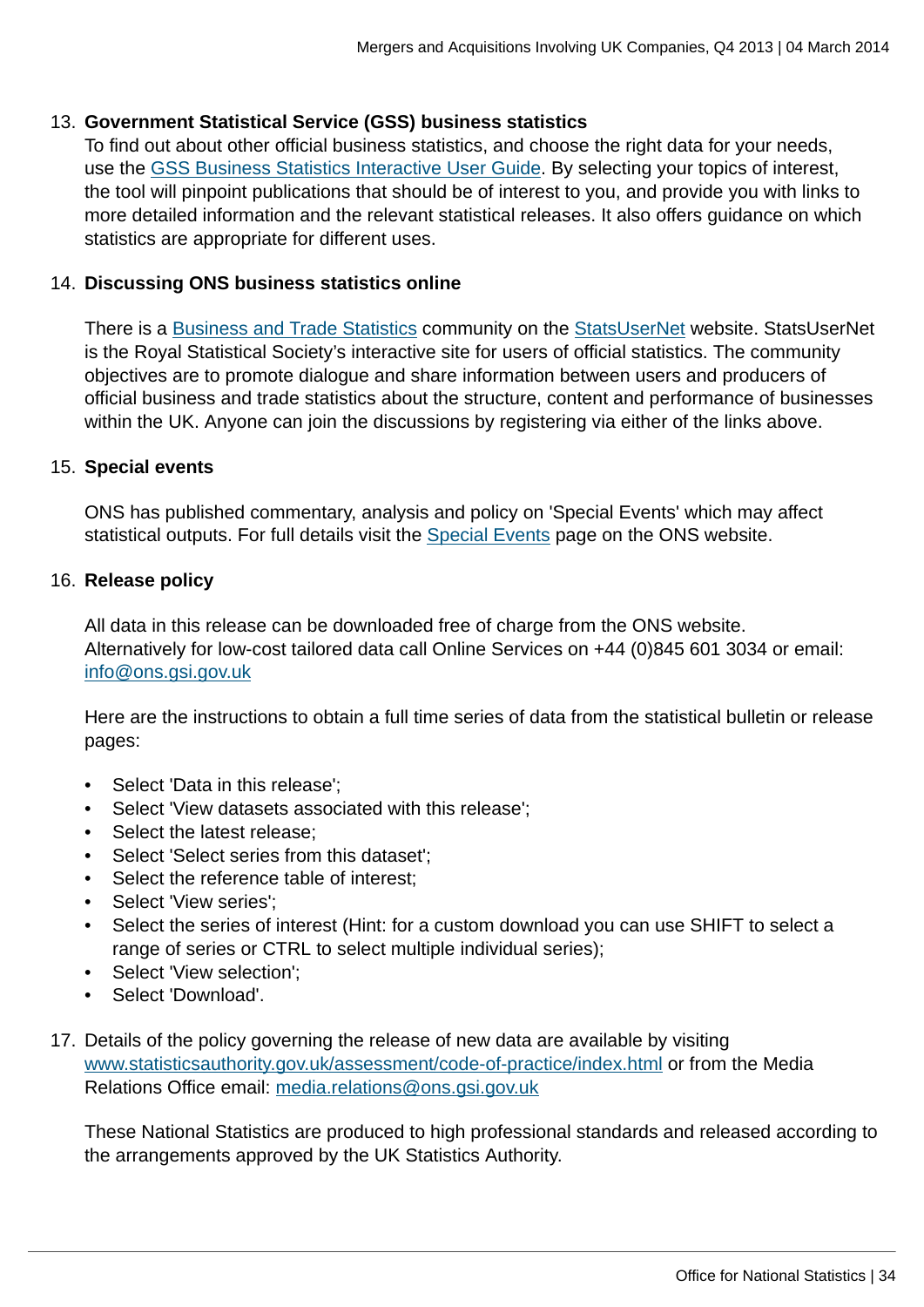13. **Government Statistical Service (GSS) business statistics**
    To find out about other official business statistics, and choose the right data for your needs, use the GSS Business Statistics Interactive User Guide. By selecting your topics of interest, the tool will pinpoint publications that should be of interest to you, and provide you with links to more detailed information and the relevant statistical releases. It also offers guidance on which statistics are appropriate for different uses.

14. **Discussing ONS business statistics online**

    There is a Business and Trade Statistics community on the StatsUserNet website. StatsUserNet is the Royal Statistical Society's interactive site for users of official statistics. The community objectives are to promote dialogue and share information between users and producers of official business and trade statistics about the structure, content and performance of businesses within the UK. Anyone can join the discussions by registering via either of the links above.

15. **Special events**

    ONS has published commentary, analysis and policy on 'Special Events' which may affect statistical outputs. For full details visit the Special Events page on the ONS website.

16. **Release policy**

    All data in this release can be downloaded free of charge from the ONS website. Alternatively for low-cost tailored data call Online Services on +44 (0)845 601 3034 or email: info@ons.gsi.gov.uk

    Here are the instructions to obtain a full time series of data from the statistical bulletin or release pages:

    - Select 'Data in this release';
    - Select 'View datasets associated with this release';
    - Select the latest release;
    - Select 'Select series from this dataset';
    - Select the reference table of interest;
    - Select 'View series';
    - Select the series of interest (Hint: for a custom download you can use SHIFT to select a range of series or CTRL to select multiple individual series);
    - Select 'View selection';
    - Select 'Download'.

17. Details of the policy governing the release of new data are available by visiting www.statisticsauthority.gov.uk/assessment/code-of-practice/index.html or from the Media Relations Office email: media.relations@ons.gsi.gov.uk

    These National Statistics are produced to high professional standards and released according to the arrangements approved by the UK Statistics Authority.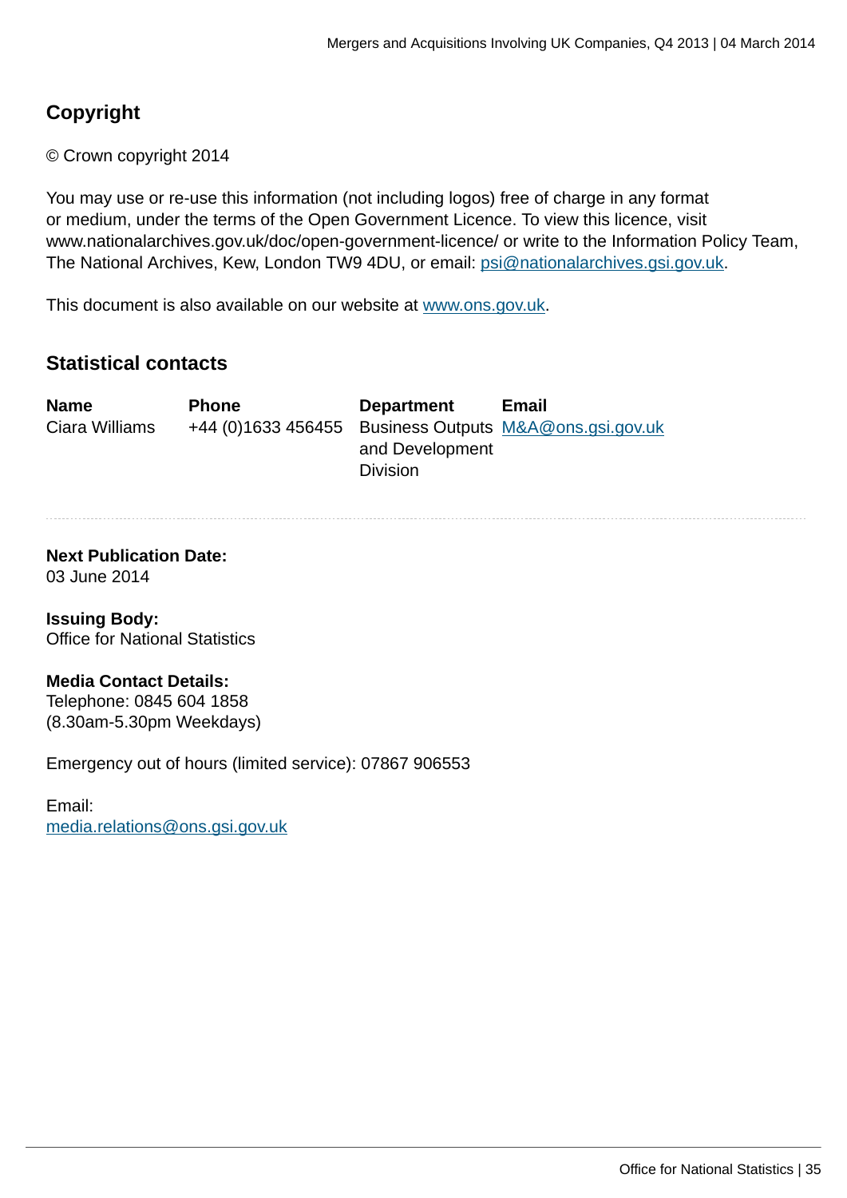## Copyright

© Crown copyright 2014

You may use or re-use this information (not including logos) free of charge in any format or medium, under the terms of the Open Government Licence. To view this licence, visit www.nationalarchives.gov.uk/doc/open-government-licence/ or write to the Information Policy Team, The National Archives, Kew, London TW9 4DU, or email: psi@nationalarchives.gsi.gov.uk.

This document is also available on our website at www.ons.gov.uk.

## Statistical contacts

| Name | Phone | Department | Email |
| --- | --- | --- | --- |
| Ciara Williams | +44 (0)1633 456455 | Business Outputs and Development Division | M&A@ons.gsi.gov.uk |

---

**Next Publication Date:**
03 June 2014

**Issuing Body:**
Office for National Statistics

**Media Contact Details:**
Telephone: 0845 604 1858
(8.30am-5.30pm Weekdays)

Emergency out of hours (limited service): 07867 906553

Email:
media.relations@ons.gsi.gov.uk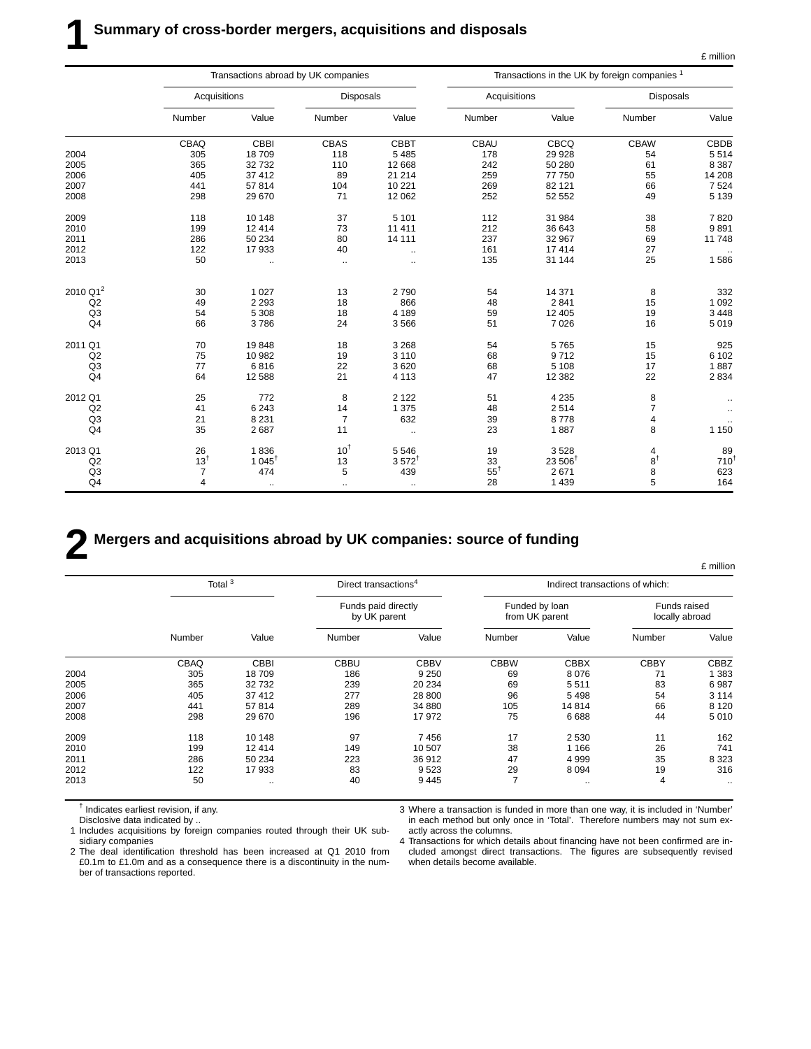# 1 Summary of cross-border mergers, acquisitions and disposals

£ million

| | Transactions abroad by UK companies | | | | Transactions in the UK by foreign companies [1] | | | |
|---|---|---|---|---|---|---|---|---|
| | Acquisitions | | Disposals | | Acquisitions | | Disposals | |
| | Number | Value | Number | Value | Number | Value | Number | Value |
| | CBAQ | CBBI | CBAS | CBBT | CBAU | CBCQ | CBAW | CBDB |
| 2004 | 305 | 18 709 | 118 | 5 485 | 178 | 29 928 | 54 | 5 514 |
| 2005 | 365 | 32 732 | 110 | 12 668 | 242 | 50 280 | 61 | 8 387 |
| 2006 | 405 | 37 412 | 89 | 21 214 | 259 | 77 750 | 55 | 14 208 |
| 2007 | 441 | 57 814 | 104 | 10 221 | 269 | 82 121 | 66 | 7 524 |
| 2008 | 298 | 29 670 | 71 | 12 062 | 252 | 52 552 | 49 | 5 139 |
| 2009 | 118 | 10 148 | 37 | 5 101 | 112 | 31 984 | 38 | 7 820 |
| 2010 | 199 | 12 414 | 73 | 11 411 | 212 | 36 643 | 58 | 9 891 |
| 2011 | 286 | 50 234 | 80 | 14 111 | 237 | 32 967 | 69 | 11 748 |
| 2012 | 122 | 17 933 | 40 | .. | 161 | 17 414 | 27 | .. |
| 2013 | 50 | .. | .. | .. | 135 | 31 144 | 25 | 1 586 |
| 2010 Q1[2] | 30 | 1 027 | 13 | 2 790 | 54 | 14 371 | 8 | 332 |
| Q2 | 49 | 2 293 | 18 | 866 | 48 | 2 841 | 15 | 1 092 |
| Q3 | 54 | 5 308 | 18 | 4 189 | 59 | 12 405 | 19 | 3 448 |
| Q4 | 66 | 3 786 | 24 | 3 566 | 51 | 7 026 | 16 | 5 019 |
| 2011 Q1 | 70 | 19 848 | 18 | 3 268 | 54 | 5 765 | 15 | 925 |
| Q2 | 75 | 10 982 | 19 | 3 110 | 68 | 9 712 | 15 | 6 102 |
| Q3 | 77 | 6 816 | 22 | 3 620 | 68 | 5 108 | 17 | 1 887 |
| Q4 | 64 | 12 588 | 21 | 4 113 | 47 | 12 382 | 22 | 2 834 |
| 2012 Q1 | 25 | 772 | 8 | 2 122 | 51 | 4 235 | 8 | .. |
| Q2 | 41 | 6 243 | 14 | 1 375 | 48 | 2 514 | 7 | .. |
| Q3 | 21 | 8 231 | 7 | 632 | 39 | 8 778 | 4 | .. |
| Q4 | 35 | 2 687 | 11 | .. | 23 | 1 887 | 8 | 1 150 |
| 2013 Q1 | 26 | 1 836 | 10† | 5 546 | 19 | 3 528 | 4 | 89 |
| Q2 | 13† | 1 045† | 13 | 3 572† | 33 | 23 506† | 8† | 710† |
| Q3 | 7 | 474 | 5 | 439 | 55† | 2 671 | 8 | 623 |
| Q4 | 4 | .. | .. | .. | 28 | 1 439 | 5 | 164 |

# 2 Mergers and acquisitions abroad by UK companies: source of funding

£ million

| | Total [3] | | Direct transactions[4] | | Indirect transactions of which: | | | |
|---|---|---|---|---|---|---|---|---|
| | | | Funds paid directly by UK parent | | Funded by loan from UK parent | | Funds raised locally abroad | |
| | Number | Value | Number | Value | Number | Value | Number | Value |
| | CBAQ | CBBI | CBBU | CBBV | CBBW | CBBX | CBBY | CBBZ |
| 2004 | 305 | 18 709 | 186 | 9 250 | 69 | 8 076 | 71 | 1 383 |
| 2005 | 365 | 32 732 | 239 | 20 234 | 69 | 5 511 | 83 | 6 987 |
| 2006 | 405 | 37 412 | 277 | 28 800 | 96 | 5 498 | 54 | 3 114 |
| 2007 | 441 | 57 814 | 289 | 34 880 | 105 | 14 814 | 66 | 8 120 |
| 2008 | 298 | 29 670 | 196 | 17 972 | 75 | 6 688 | 44 | 5 010 |
| 2009 | 118 | 10 148 | 97 | 7 456 | 17 | 2 530 | 11 | 162 |
| 2010 | 199 | 12 414 | 149 | 10 507 | 38 | 1 166 | 26 | 741 |
| 2011 | 286 | 50 234 | 223 | 36 912 | 47 | 4 999 | 35 | 8 323 |
| 2012 | 122 | 17 933 | 83 | 9 523 | 29 | 8 094 | 19 | 316 |
| 2013 | 50 | .. | 40 | 9 445 | 7 | .. | 4 | .. |

† Indicates earliest revision, if any.
Disclosive data indicated by ..

1 Includes acquisitions by foreign companies routed through their UK subsidiary companies

2 The deal identification threshold has been increased at Q1 2010 from £0.1m to £1.0m and as a consequence there is a discontinuity in the number of transactions reported.

3 Where a transaction is funded in more than one way, it is included in 'Number' in each method but only once in 'Total'. Therefore numbers may not sum exactly across the columns.

4 Transactions for which details about financing have not been confirmed are included amongst direct transactions. The figures are subsequently revised when details become available.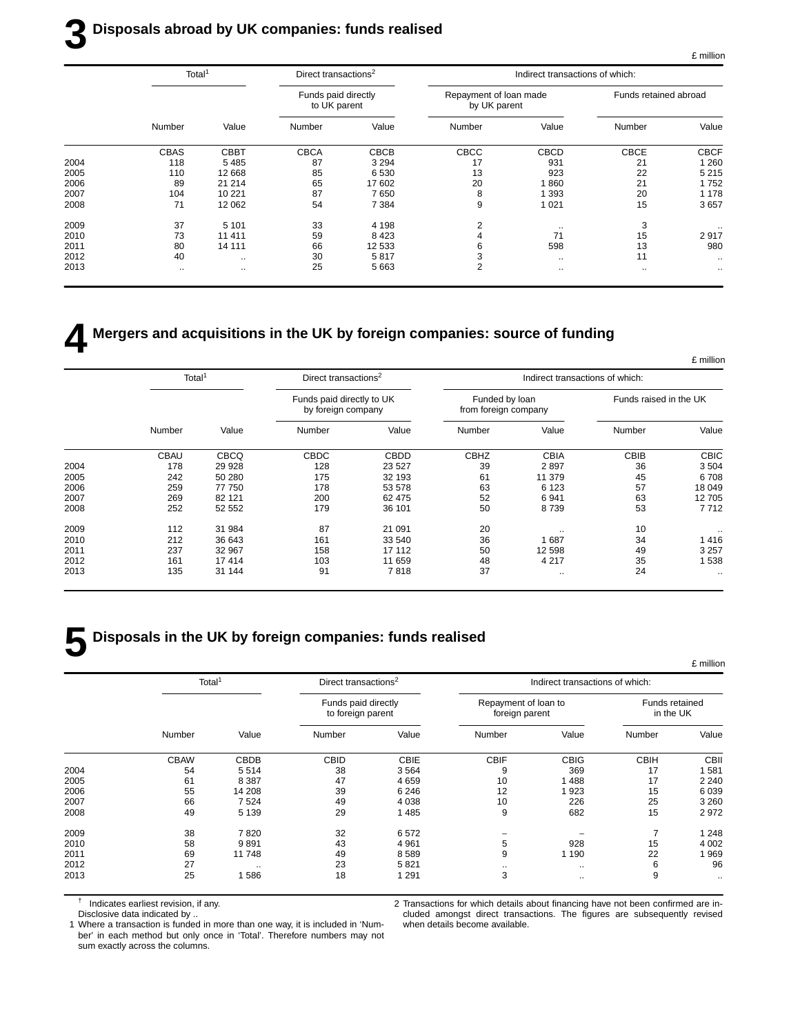# 3 Disposals abroad by UK companies: funds realised

£ million

| | Total[1] | | Direct transactions[2] | | Indirect transactions of which: | | | |
|---|---|---|---|---|---|---|---|---|
| | | | Funds paid directly to UK parent | | Repayment of loan made by UK parent | | Funds retained abroad | |
| | Number | Value | Number | Value | Number | Value | Number | Value |
| | CBAS | CBBT | CBCA | CBCB | CBCC | CBCD | CBCE | CBCF |
| 2004 | 118 | 5 485 | 87 | 3 294 | 17 | 931 | 21 | 1 260 |
| 2005 | 110 | 12 668 | 85 | 6 530 | 13 | 923 | 22 | 5 215 |
| 2006 | 89 | 21 214 | 65 | 17 602 | 20 | 1 860 | 21 | 1 752 |
| 2007 | 104 | 10 221 | 87 | 7 650 | 8 | 1 393 | 20 | 1 178 |
| 2008 | 71 | 12 062 | 54 | 7 384 | 9 | 1 021 | 15 | 3 657 |
| 2009 | 37 | 5 101 | 33 | 4 198 | 2 | .. | 3 | .. |
| 2010 | 73 | 11 411 | 59 | 8 423 | 4 | 71 | 15 | 2 917 |
| 2011 | 80 | 14 111 | 66 | 12 533 | 6 | 598 | 13 | 980 |
| 2012 | 40 | .. | 30 | 5 817 | 3 | .. | 11 | .. |
| 2013 | .. | .. | 25 | 5 663 | 2 | .. | .. | .. |

# 4 Mergers and acquisitions in the UK by foreign companies: source of funding

£ million

| | Total[1] | | Direct transactions[2] | | Indirect transactions of which: | | | |
|---|---|---|---|---|---|---|---|---|
| | | | Funds paid directly to UK by foreign company | | Funded by loan from foreign company | | Funds raised in the UK | |
| | Number | Value | Number | Value | Number | Value | Number | Value |
| | CBAU | CBCQ | CBDC | CBDD | CBHZ | CBIA | CBIB | CBIC |
| 2004 | 178 | 29 928 | 128 | 23 527 | 39 | 2 897 | 36 | 3 504 |
| 2005 | 242 | 50 280 | 175 | 32 193 | 61 | 11 379 | 45 | 6 708 |
| 2006 | 259 | 77 750 | 178 | 53 578 | 63 | 6 123 | 57 | 18 049 |
| 2007 | 269 | 82 121 | 200 | 62 475 | 52 | 6 941 | 63 | 12 705 |
| 2008 | 252 | 52 552 | 179 | 36 101 | 50 | 8 739 | 53 | 7 712 |
| 2009 | 112 | 31 984 | 87 | 21 091 | 20 | .. | 10 | .. |
| 2010 | 212 | 36 643 | 161 | 33 540 | 36 | 1 687 | 34 | 1 416 |
| 2011 | 237 | 32 967 | 158 | 17 112 | 50 | 12 598 | 49 | 3 257 |
| 2012 | 161 | 17 414 | 103 | 11 659 | 48 | 4 217 | 35 | 1 538 |
| 2013 | 135 | 31 144 | 91 | 7 818 | 37 | .. | 24 | .. |

# 5 Disposals in the UK by foreign companies: funds realised

£ million

| | Total[1] | | Direct transactions[2] | | Indirect transactions of which: | | | |
|---|---|---|---|---|---|---|---|---|
| | | | Funds paid directly to foreign parent | | Repayment of loan to foreign parent | | Funds retained in the UK | |
| | Number | Value | Number | Value | Number | Value | Number | Value |
| | CBAW | CBDB | CBID | CBIE | CBIF | CBIG | CBIH | CBII |
| 2004 | 54 | 5 514 | 38 | 3 564 | 9 | 369 | 17 | 1 581 |
| 2005 | 61 | 8 387 | 47 | 4 659 | 10 | 1 488 | 17 | 2 240 |
| 2006 | 55 | 14 208 | 39 | 6 246 | 12 | 1 923 | 15 | 6 039 |
| 2007 | 66 | 7 524 | 49 | 4 038 | 10 | 226 | 25 | 3 260 |
| 2008 | 49 | 5 139 | 29 | 1 485 | 9 | 682 | 15 | 2 972 |
| 2009 | 38 | 7 820 | 32 | 6 572 | – | – | 7 | 1 248 |
| 2010 | 58 | 9 891 | 43 | 4 961 | 5 | 928 | 15 | 4 002 |
| 2011 | 69 | 11 748 | 49 | 8 589 | 9 | 1 190 | 22 | 1 969 |
| 2012 | 27 | .. | 23 | 5 821 | .. | .. | 6 | 96 |
| 2013 | 25 | 1 586 | 18 | 1 291 | 3 | .. | 9 | .. |

† Indicates earliest revision, if any.
Disclosive data indicated by ..

1 Where a transaction is funded in more than one way, it is included in 'Number' in each method but only once in 'Total'. Therefore numbers may not sum exactly across the columns.

2 Transactions for which details about financing have not been confirmed are included amongst direct transactions. The figures are subsequently revised when details become available.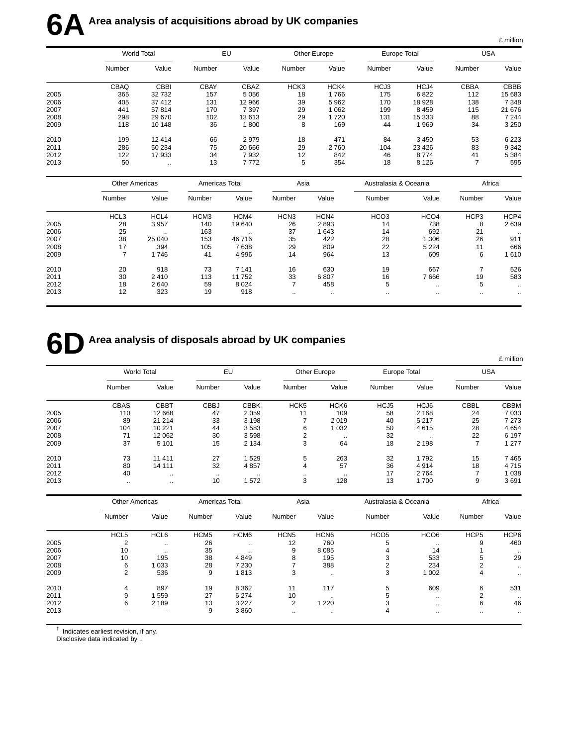# 6A Area analysis of acquisitions abroad by UK companies

£ million

| | World Total | | EU | | Other Europe | | Europe Total | | USA | |
|---|---|---|---|---|---|---|---|---|---|---|
| | Number | Value | Number | Value | Number | Value | Number | Value | Number | Value |
| | CBAQ | CBBI | CBAY | CBAZ | HCK3 | HCK4 | HCJ3 | HCJ4 | CBBA | CBBB |
| 2005 | 365 | 32 732 | 157 | 5 056 | 18 | 1 766 | 175 | 6 822 | 112 | 15 683 |
| 2006 | 405 | 37 412 | 131 | 12 966 | 39 | 5 962 | 170 | 18 928 | 138 | 7 348 |
| 2007 | 441 | 57 814 | 170 | 7 397 | 29 | 1 062 | 199 | 8 459 | 115 | 21 676 |
| 2008 | 298 | 29 670 | 102 | 13 613 | 29 | 1 720 | 131 | 15 333 | 88 | 7 244 |
| 2009 | 118 | 10 148 | 36 | 1 800 | 8 | 169 | 44 | 1 969 | 34 | 3 250 |
| 2010 | 199 | 12 414 | 66 | 2 979 | 18 | 471 | 84 | 3 450 | 53 | 6 223 |
| 2011 | 286 | 50 234 | 75 | 20 666 | 29 | 2 760 | 104 | 23 426 | 83 | 9 342 |
| 2012 | 122 | 17 933 | 34 | 7 932 | 12 | 842 | 46 | 8 774 | 41 | 5 384 |
| 2013 | 50 | .. | 13 | 7 772 | 5 | 354 | 18 | 8 126 | 7 | 595 |

| | Other Americas | | Americas Total | | Asia | | Australasia & Oceania | | Africa | |
|---|---|---|---|---|---|---|---|---|---|---|
| | Number | Value | Number | Value | Number | Value | Number | Value | Number | Value |
| | HCL3 | HCL4 | HCM3 | HCM4 | HCN3 | HCN4 | HCO3 | HCO4 | HCP3 | HCP4 |
| 2005 | 28 | 3 957 | 140 | 19 640 | 26 | 2 893 | 14 | 738 | 8 | 2 639 |
| 2006 | 25 | .. | 163 | .. | 37 | 1 643 | 14 | 692 | 21 | .. |
| 2007 | 38 | 25 040 | 153 | 46 716 | 35 | 422 | 28 | 1 306 | 26 | 911 |
| 2008 | 17 | 394 | 105 | 7 638 | 29 | 809 | 22 | 5 224 | 11 | 666 |
| 2009 | 7 | 1 746 | 41 | 4 996 | 14 | 964 | 13 | 609 | 6 | 1 610 |
| 2010 | 20 | 918 | 73 | 7 141 | 16 | 630 | 19 | 667 | 7 | 526 |
| 2011 | 30 | 2 410 | 113 | 11 752 | 33 | 6 807 | 16 | 7 666 | 19 | 583 |
| 2012 | 18 | 2 640 | 59 | 8 024 | 7 | 458 | 5 | .. | 5 | .. |
| 2013 | 12 | 323 | 19 | 918 | .. | .. | .. | .. | .. | .. |

# 6D Area analysis of disposals abroad by UK companies

£ million

| | World Total | | EU | | Other Europe | | Europe Total | | USA | |
|---|---|---|---|---|---|---|---|---|---|---|
| | Number | Value | Number | Value | Number | Value | Number | Value | Number | Value |
| | CBAS | CBBT | CBBJ | CBBK | HCK5 | HCK6 | HCJ5 | HCJ6 | CBBL | CBBM |
| 2005 | 110 | 12 668 | 47 | 2 059 | 11 | 109 | 58 | 2 168 | 24 | 7 033 |
| 2006 | 89 | 21 214 | 33 | 3 198 | 7 | 2 019 | 40 | 5 217 | 25 | 7 273 |
| 2007 | 104 | 10 221 | 44 | 3 583 | 6 | 1 032 | 50 | 4 615 | 28 | 4 654 |
| 2008 | 71 | 12 062 | 30 | 3 598 | 2 | .. | 32 | .. | 22 | 6 197 |
| 2009 | 37 | 5 101 | 15 | 2 134 | 3 | 64 | 18 | 2 198 | 7 | 1 277 |
| 2010 | 73 | 11 411 | 27 | 1 529 | 5 | 263 | 32 | 1 792 | 15 | 7 465 |
| 2011 | 80 | 14 111 | 32 | 4 857 | 4 | 57 | 36 | 4 914 | 18 | 4 715 |
| 2012 | 40 | .. | .. | .. | .. | .. | 17 | 2 764 | 7 | 1 038 |
| 2013 | .. | .. | 10 | 1 572 | 3 | 128 | 13 | 1 700 | 9 | 3 691 |

| | Other Americas | | Americas Total | | Asia | | Australasia & Oceania | | Africa | |
|---|---|---|---|---|---|---|---|---|---|---|
| | Number | Value | Number | Value | Number | Value | Number | Value | Number | Value |
| | HCL5 | HCL6 | HCM5 | HCM6 | HCN5 | HCN6 | HCO5 | HCO6 | HCP5 | HCP6 |
| 2005 | 2 | .. | 26 | .. | 12 | 760 | 5 | .. | 9 | 460 |
| 2006 | 10 | .. | 35 | .. | 9 | 8 085 | 4 | 14 | 1 | .. |
| 2007 | 10 | 195 | 38 | 4 849 | 8 | 195 | 3 | 533 | 5 | 29 |
| 2008 | 6 | 1 033 | 28 | 7 230 | 7 | 388 | 2 | 234 | 2 | .. |
| 2009 | 2 | 536 | 9 | 1 813 | 3 | .. | 3 | 1 002 | 4 | .. |
| 2010 | 4 | 897 | 19 | 8 362 | 11 | 117 | 5 | 609 | 6 | 531 |
| 2011 | 9 | 1 559 | 27 | 6 274 | 10 | .. | 5 | .. | 2 | .. |
| 2012 | 6 | 2 189 | 13 | 3 227 | 2 | 1 220 | 3 | .. | 6 | 46 |
| 2013 | – | – | 9 | 3 860 | .. | .. | 4 | .. | .. | .. |

† Indicates earliest revision, if any.
Disclosive data indicated by ..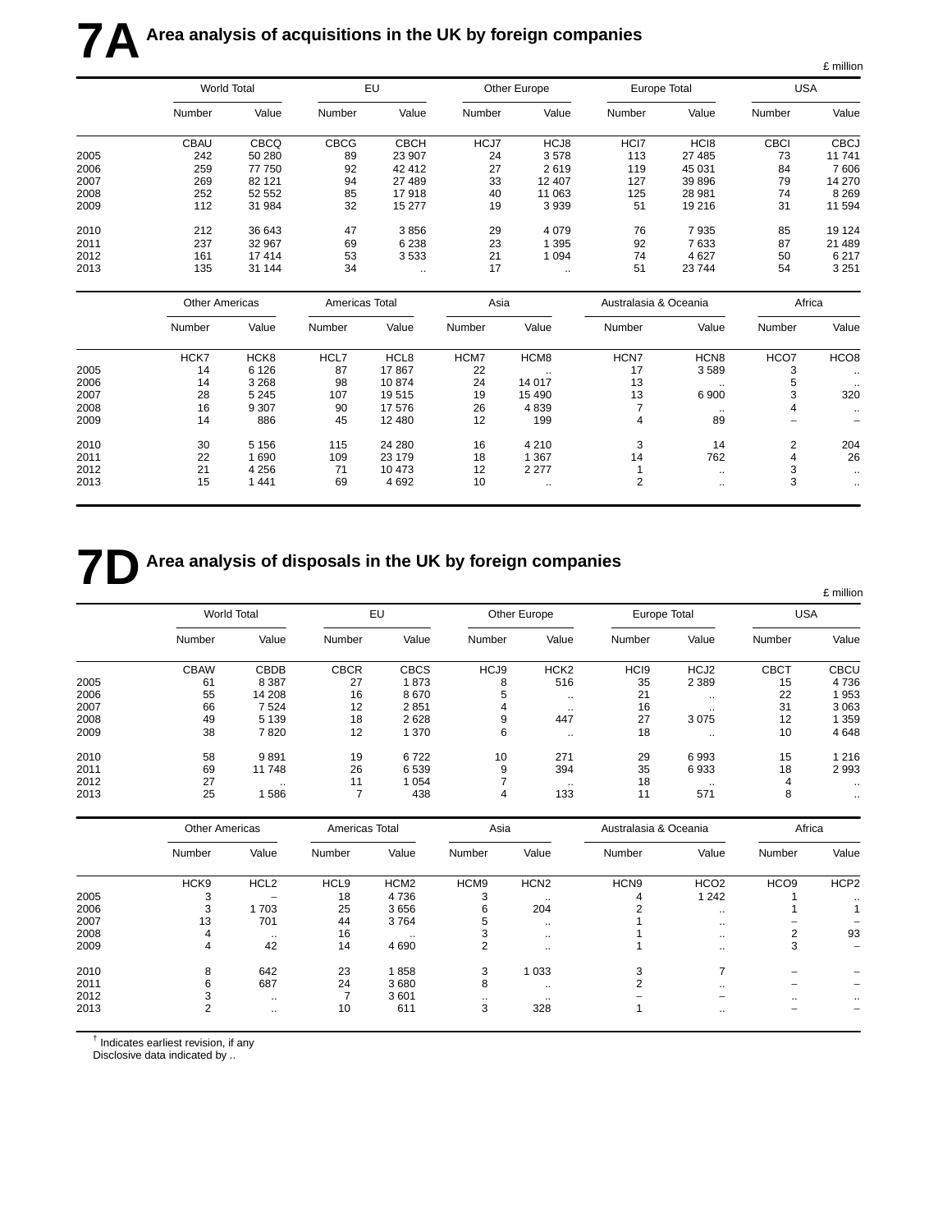# 7A Area analysis of acquisitions in the UK by foreign companies

£ million

| | World Total | | EU | | Other Europe | | Europe Total | | USA | |
|---|---|---|---|---|---|---|---|---|---|---|
| | Number | Value | Number | Value | Number | Value | Number | Value | Number | Value |
| | CBAU | CBCQ | CBCG | CBCH | HCJ7 | HCJ8 | HCI7 | HCI8 | CBCI | CBCJ |
| 2005 | 242 | 50 280 | 89 | 23 907 | 24 | 3 578 | 113 | 27 485 | 73 | 11 741 |
| 2006 | 259 | 77 750 | 92 | 42 412 | 27 | 2 619 | 119 | 45 031 | 84 | 7 606 |
| 2007 | 269 | 82 121 | 94 | 27 489 | 33 | 12 407 | 127 | 39 896 | 79 | 14 270 |
| 2008 | 252 | 52 552 | 85 | 17 918 | 40 | 11 063 | 125 | 28 981 | 74 | 8 269 |
| 2009 | 112 | 31 984 | 32 | 15 277 | 19 | 3 939 | 51 | 19 216 | 31 | 11 594 |
| 2010 | 212 | 36 643 | 47 | 3 856 | 29 | 4 079 | 76 | 7 935 | 85 | 19 124 |
| 2011 | 237 | 32 967 | 69 | 6 238 | 23 | 1 395 | 92 | 7 633 | 87 | 21 489 |
| 2012 | 161 | 17 414 | 53 | 3 533 | 21 | 1 094 | 74 | 4 627 | 50 | 6 217 |
| 2013 | 135 | 31 144 | 34 | .. | 17 | .. | 51 | 23 744 | 54 | 3 251 |

| | Other Americas | | Americas Total | | Asia | | Australasia & Oceania | | Africa | |
|---|---|---|---|---|---|---|---|---|---|---|
| | Number | Value | Number | Value | Number | Value | Number | Value | Number | Value |
| | HCK7 | HCK8 | HCL7 | HCL8 | HCM7 | HCM8 | HCN7 | HCN8 | HCO7 | HCO8 |
| 2005 | 14 | 6 126 | 87 | 17 867 | 22 | .. | 17 | 3 589 | 3 | .. |
| 2006 | 14 | 3 268 | 98 | 10 874 | 24 | 14 017 | 13 | .. | 5 | .. |
| 2007 | 28 | 5 245 | 107 | 19 515 | 19 | 15 490 | 13 | 6 900 | 3 | 320 |
| 2008 | 16 | 9 307 | 90 | 17 576 | 26 | 4 839 | 7 | .. | 4 | .. |
| 2009 | 14 | 886 | 45 | 12 480 | 12 | 199 | 4 | 89 | – | – |
| 2010 | 30 | 5 156 | 115 | 24 280 | 16 | 4 210 | 3 | 14 | 2 | 204 |
| 2011 | 22 | 1 690 | 109 | 23 179 | 18 | 1 367 | 14 | 762 | 4 | 26 |
| 2012 | 21 | 4 256 | 71 | 10 473 | 12 | 2 277 | 1 | .. | 3 | .. |
| 2013 | 15 | 1 441 | 69 | 4 692 | 10 | .. | 2 | .. | 3 | .. |

# 7D Area analysis of disposals in the UK by foreign companies

£ million

| | World Total | | EU | | Other Europe | | Europe Total | | USA | |
|---|---|---|---|---|---|---|---|---|---|---|
| | Number | Value | Number | Value | Number | Value | Number | Value | Number | Value |
| | CBAW | CBDB | CBCR | CBCS | HCJ9 | HCK2 | HCI9 | HCJ2 | CBCT | CBCU |
| 2005 | 61 | 8 387 | 27 | 1 873 | 8 | 516 | 35 | 2 389 | 15 | 4 736 |
| 2006 | 55 | 14 208 | 16 | 8 670 | 5 | .. | 21 | .. | 22 | 1 953 |
| 2007 | 66 | 7 524 | 12 | 2 851 | 4 | .. | 16 | .. | 31 | 3 063 |
| 2008 | 49 | 5 139 | 18 | 2 628 | 9 | 447 | 27 | 3 075 | 12 | 1 359 |
| 2009 | 38 | 7 820 | 12 | 1 370 | 6 | .. | 18 | .. | 10 | 4 648 |
| 2010 | 58 | 9 891 | 19 | 6 722 | 10 | 271 | 29 | 6 993 | 15 | 1 216 |
| 2011 | 69 | 11 748 | 26 | 6 539 | 9 | 394 | 35 | 6 933 | 18 | 2 993 |
| 2012 | 27 | .. | 11 | 1 054 | 7 | .. | 18 | .. | 4 | .. |
| 2013 | 25 | 1 586 | 7 | 438 | 4 | 133 | 11 | 571 | 8 | .. |

| | Other Americas | | Americas Total | | Asia | | Australasia & Oceania | | Africa | |
|---|---|---|---|---|---|---|---|---|---|---|
| | Number | Value | Number | Value | Number | Value | Number | Value | Number | Value |
| | HCK9 | HCL2 | HCL9 | HCM2 | HCM9 | HCN2 | HCN9 | HCO2 | HCO9 | HCP2 |
| 2005 | 3 | – | 18 | 4 736 | 3 | .. | 4 | 1 242 | 1 | .. |
| 2006 | 3 | 1 703 | 25 | 3 656 | 6 | 204 | 2 | .. | 1 | 1 |
| 2007 | 13 | 701 | 44 | 3 764 | 5 | .. | 1 | .. | – | – |
| 2008 | 4 | .. | 16 | .. | 3 | .. | 1 | .. | 2 | 93 |
| 2009 | 4 | 42 | 14 | 4 690 | 2 | .. | 1 | .. | 3 | – |
| 2010 | 8 | 642 | 23 | 1 858 | 3 | 1 033 | 3 | 7 | – | – |
| 2011 | 6 | 687 | 24 | 3 680 | 8 | .. | 2 | .. | – | – |
| 2012 | 3 | .. | 7 | 3 601 | .. | .. | – | – | .. | .. |
| 2013 | 2 | .. | 10 | 611 | 3 | 328 | 1 | .. | – | – |

† Indicates earliest revision, if any
Disclosive data indicated by ..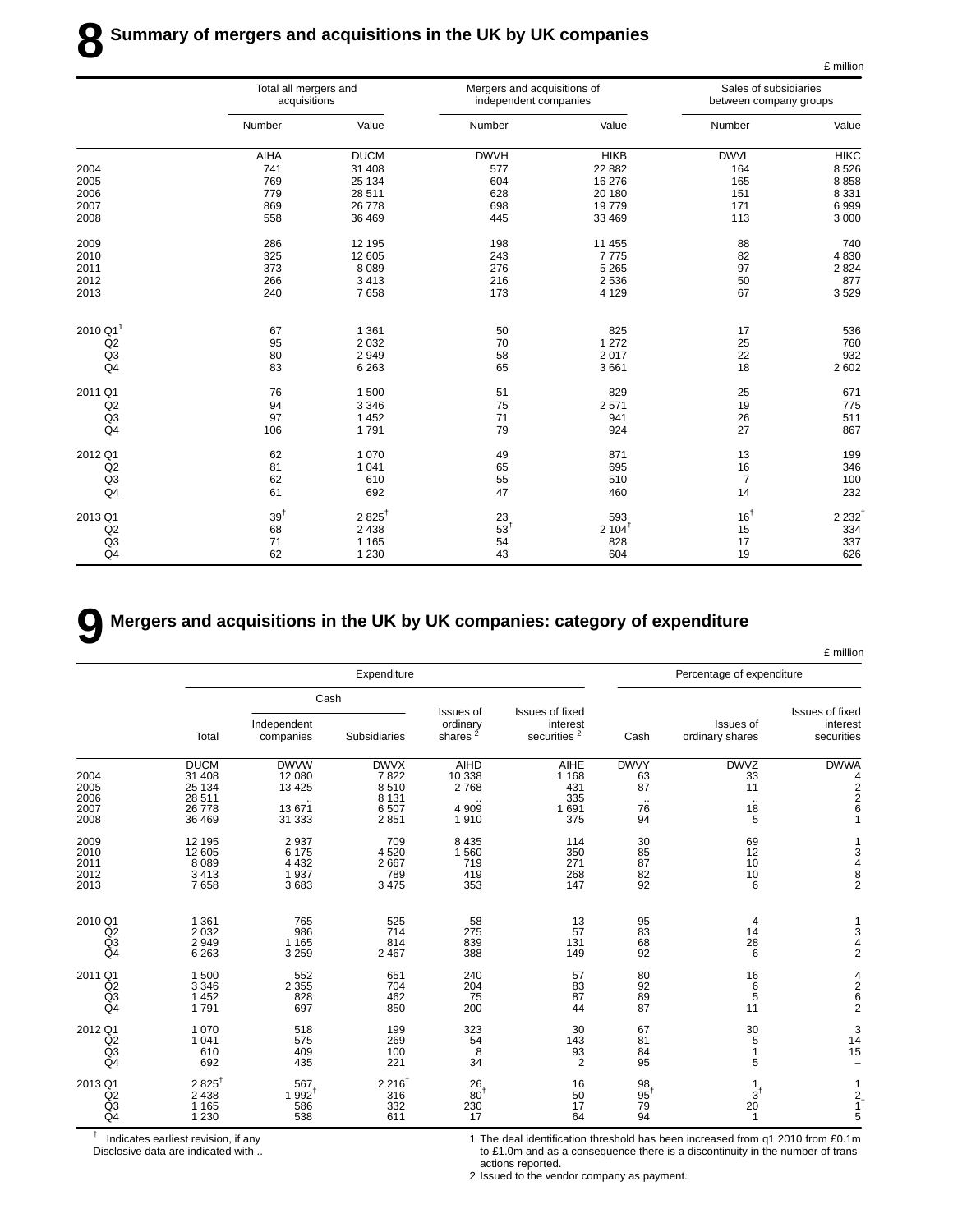# 8 Summary of mergers and acquisitions in the UK by UK companies

£ million

| | Total all mergers and acquisitions | | Mergers and acquisitions of independent companies | | Sales of subsidiaries between company groups | |
|---|---|---|---|---|---|---|
| | Number | Value | Number | Value | Number | Value |
| | AIHA | DUCM | DWVH | HIKB | DWVL | HIKC |
| 2004 | 741 | 31 408 | 577 | 22 882 | 164 | 8 526 |
| 2005 | 769 | 25 134 | 604 | 16 276 | 165 | 8 858 |
| 2006 | 779 | 28 511 | 628 | 20 180 | 151 | 8 331 |
| 2007 | 869 | 26 778 | 698 | 19 779 | 171 | 6 999 |
| 2008 | 558 | 36 469 | 445 | 33 469 | 113 | 3 000 |
| 2009 | 286 | 12 195 | 198 | 11 455 | 88 | 740 |
| 2010 | 325 | 12 605 | 243 | 7 775 | 82 | 4 830 |
| 2011 | 373 | 8 089 | 276 | 5 265 | 97 | 2 824 |
| 2012 | 266 | 3 413 | 216 | 2 536 | 50 | 877 |
| 2013 | 240 | 7 658 | 173 | 4 129 | 67 | 3 529 |
| 2010 Q1[1] | 67 | 1 361 | 50 | 825 | 17 | 536 |
| Q2 | 95 | 2 032 | 70 | 1 272 | 25 | 760 |
| Q3 | 80 | 2 949 | 58 | 2 017 | 22 | 932 |
| Q4 | 83 | 6 263 | 65 | 3 661 | 18 | 2 602 |
| 2011 Q1 | 76 | 1 500 | 51 | 829 | 25 | 671 |
| Q2 | 94 | 3 346 | 75 | 2 571 | 19 | 775 |
| Q3 | 97 | 1 452 | 71 | 941 | 26 | 511 |
| Q4 | 106 | 1 791 | 79 | 924 | 27 | 867 |
| 2012 Q1 | 62 | 1 070 | 49 | 871 | 13 | 199 |
| Q2 | 81 | 1 041 | 65 | 695 | 16 | 346 |
| Q3 | 62 | 610 | 55 | 510 | 7 | 100 |
| Q4 | 61 | 692 | 47 | 460 | 14 | 232 |
| 2013 Q1 | 39† | 2 825† | 23 | 593 | 16† | 2 232† |
| Q2 | 68 | 2 438 | 53† | 2 104† | 15 | 334 |
| Q3 | 71 | 1 165 | 54 | 828 | 17 | 337 |
| Q4 | 62 | 1 230 | 43 | 604 | 19 | 626 |

# 9 Mergers and acquisitions in the UK by UK companies: category of expenditure

£ million

| | Expenditure | | | | | Percentage of expenditure | | |
|---|---|---|---|---|---|---|---|---|
| | | Cash | | | | | | |
| | Total | Independent companies | Subsidiaries | Issues of ordinary shares [2] | Issues of fixed interest securities [2] | Cash | Issues of ordinary shares | Issues of fixed interest securities |
| | DUCM | DWVW | DWVX | AIHD | AIHE | DWVY | DWVZ | DWWA |
| 2004 | 31 408 | 12 080 | 7 822 | 10 338 | 1 168 | 63 | 33 | 4 |
| 2005 | 25 134 | 13 425 | 8 510 | 2 768 | 431 | 87 | 11 | 2 |
| 2006 | 28 511 | .. | 8 131 | .. | 335 | .. | .. | 2 |
| 2007 | 26 778 | 13 671 | 6 507 | 4 909 | 1 691 | 76 | 18 | 6 |
| 2008 | 36 469 | 31 333 | 2 851 | 1 910 | 375 | 94 | 5 | 1 |
| 2009 | 12 195 | 2 937 | 709 | 8 435 | 114 | 30 | 69 | 1 |
| 2010 | 12 605 | 6 175 | 4 520 | 1 560 | 350 | 85 | 12 | 3 |
| 2011 | 8 089 | 4 432 | 2 667 | 719 | 271 | 87 | 10 | 4 |
| 2012 | 3 413 | 1 937 | 789 | 419 | 268 | 82 | 10 | 8 |
| 2013 | 7 658 | 3 683 | 3 475 | 353 | 147 | 92 | 6 | 2 |
| 2010 Q1 | 1 361 | 765 | 525 | 58 | 13 | 95 | 4 | 1 |
| Q2 | 2 032 | 986 | 714 | 275 | 57 | 83 | 14 | 3 |
| Q3 | 2 949 | 1 165 | 814 | 839 | 131 | 68 | 28 | 4 |
| Q4 | 6 263 | 3 259 | 2 467 | 388 | 149 | 92 | 6 | 2 |
| 2011 Q1 | 1 500 | 552 | 651 | 240 | 57 | 80 | 16 | 4 |
| Q2 | 3 346 | 2 355 | 704 | 204 | 83 | 92 | 6 | 2 |
| Q3 | 1 452 | 828 | 462 | 75 | 87 | 89 | 5 | 6 |
| Q4 | 1 791 | 697 | 850 | 200 | 44 | 87 | 11 | 2 |
| 2012 Q1 | 1 070 | 518 | 199 | 323 | 30 | 67 | 30 | 3 |
| Q2 | 1 041 | 575 | 269 | 54 | 143 | 81 | 5 | 14 |
| Q3 | 610 | 409 | 100 | 8 | 93 | 84 | 1 | 15 |
| Q4 | 692 | 435 | 221 | 34 | 2 | 95 | 5 | – |
| 2013 Q1 | 2 825† | 567 | 2 216† | 26 | 16 | 98 | 1 | 1 |
| Q2 | 2 438 | 1 992† | 316 | 80† | 50 | 95† | 3† | 2 |
| Q3 | 1 165 | 586 | 332 | 230 | 17 | 79 | 20 | 1† |
| Q4 | 1 230 | 538 | 611 | 17 | 64 | 94 | 1 | 5 |

† Indicates earliest revision, if any
Disclosive data are indicated with ..

1 The deal identification threshold has been increased from q1 2010 from £0.1m to £1.0m and as a consequence there is a discontinuity in the number of transactions reported.
2 Issued to the vendor company as payment.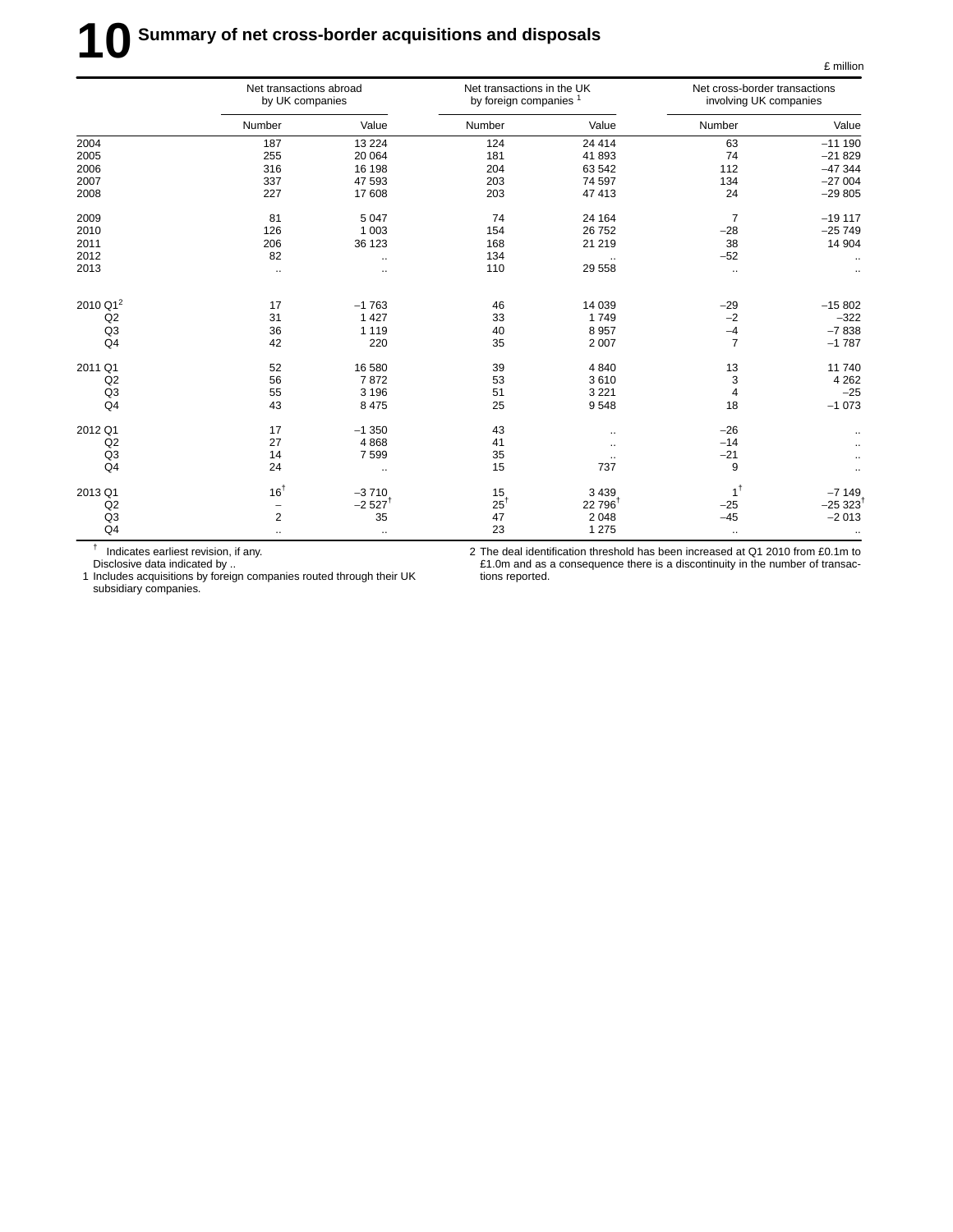# 10 Summary of net cross-border acquisitions and disposals

£ million

| | Net transactions abroad by UK companies | | Net transactions in the UK by foreign companies [1] | | Net cross-border transactions involving UK companies | |
|---|---|---|---|---|---|---|
| | Number | Value | Number | Value | Number | Value |
| 2004 | 187 | 13 224 | 124 | 24 414 | 63 | –11 190 |
| 2005 | 255 | 20 064 | 181 | 41 893 | 74 | –21 829 |
| 2006 | 316 | 16 198 | 204 | 63 542 | 112 | –47 344 |
| 2007 | 337 | 47 593 | 203 | 74 597 | 134 | –27 004 |
| 2008 | 227 | 17 608 | 203 | 47 413 | 24 | –29 805 |
| 2009 | 81 | 5 047 | 74 | 24 164 | 7 | –19 117 |
| 2010 | 126 | 1 003 | 154 | 26 752 | –28 | –25 749 |
| 2011 | 206 | 36 123 | 168 | 21 219 | 38 | 14 904 |
| 2012 | 82 | .. | 134 | .. | –52 | .. |
| 2013 | .. | .. | 110 | 29 558 | .. | .. |
| 2010 Q1 [2] | 17 | –1 763 | 46 | 14 039 | –29 | –15 802 |
| Q2 | 31 | 1 427 | 33 | 1 749 | –2 | –322 |
| Q3 | 36 | 1 119 | 40 | 8 957 | –4 | –7 838 |
| Q4 | 42 | 220 | 35 | 2 007 | 7 | –1 787 |
| 2011 Q1 | 52 | 16 580 | 39 | 4 840 | 13 | 11 740 |
| Q2 | 56 | 7 872 | 53 | 3 610 | 3 | 4 262 |
| Q3 | 55 | 3 196 | 51 | 3 221 | 4 | –25 |
| Q4 | 43 | 8 475 | 25 | 9 548 | 18 | –1 073 |
| 2012 Q1 | 17 | –1 350 | 43 | .. | –26 | .. |
| Q2 | 27 | 4 868 | 41 | .. | –14 | .. |
| Q3 | 14 | 7 599 | 35 | .. | –21 | .. |
| Q4 | 24 | .. | 15 | 737 | 9 | .. |
| 2013 Q1 | 16† | –3 710 | 15 | 3 439 | 1† | –7 149 |
| Q2 | – | –2 527† | 25† | 22 796† | –25 | –25 323† |
| Q3 | 2 | 35 | 47 | 2 048 | –45 | –2 013 |
| Q4 | .. | .. | 23 | 1 275 | .. | .. |

† Indicates earliest revision, if any.
Disclosive data indicated by ..

1 Includes acquisitions by foreign companies routed through their UK subsidiary companies.

2 The deal identification threshold has been increased at Q1 2010 from £0.1m to £1.0m and as a consequence there is a discontinuity in the number of transactions reported.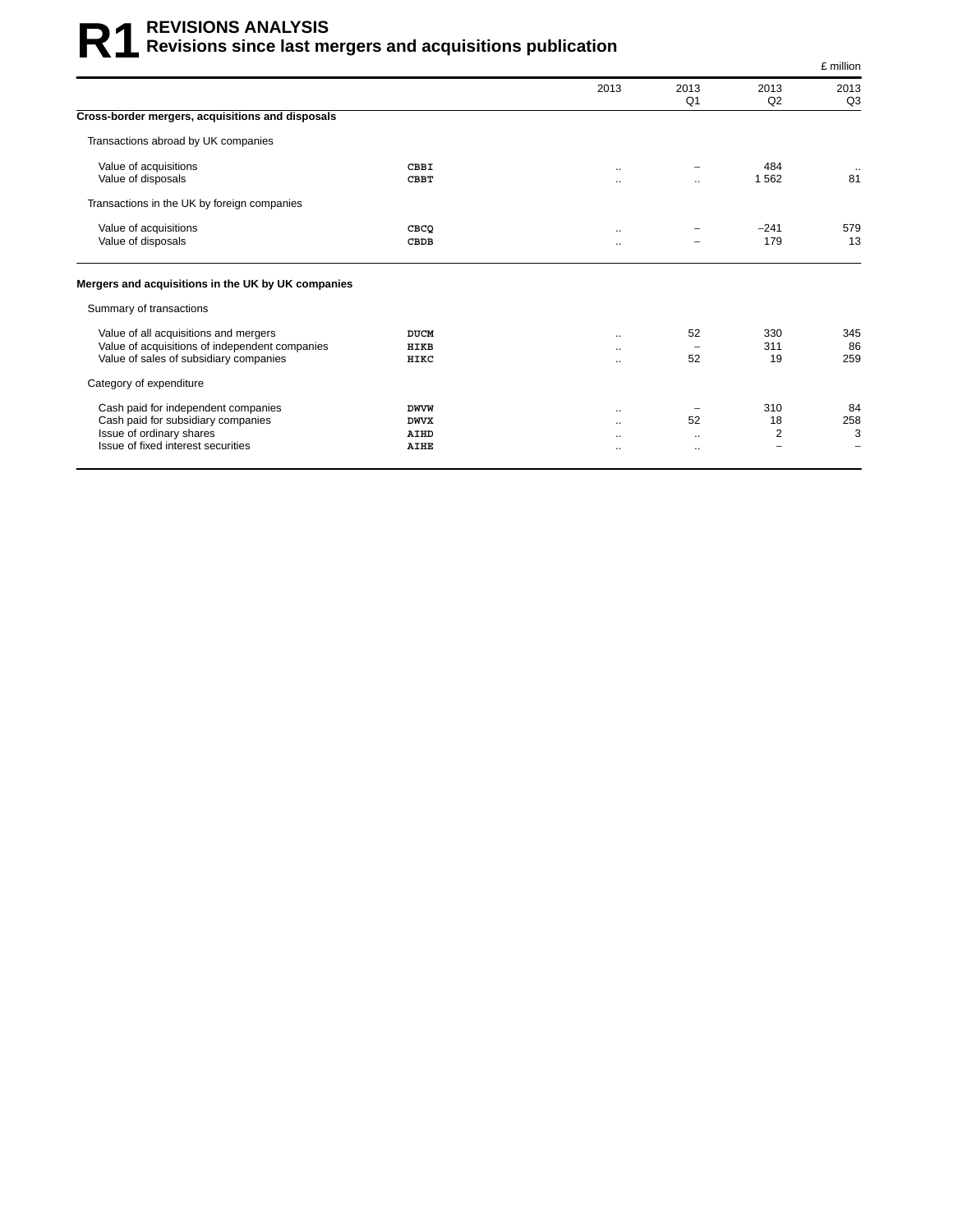# R1 REVISIONS ANALYSIS
## Revisions since last mergers and acquisitions publication

£ million

| | | 2013 | 2013 Q1 | 2013 Q2 | 2013 Q3 |
|---|---|---|---|---|---|
| **Cross-border mergers, acquisitions and disposals** | | | | | |
| Transactions abroad by UK companies | | | | | |
| Value of acquisitions | CBBI | .. | – | 484 | .. |
| Value of disposals | CBBT | .. | .. | 1 562 | 81 |
| Transactions in the UK by foreign companies | | | | | |
| Value of acquisitions | CBCQ | .. | – | –241 | 579 |
| Value of disposals | CBDB | .. | – | 179 | 13 |
| **Mergers and acquisitions in the UK by UK companies** | | | | | |
| Summary of transactions | | | | | |
| Value of all acquisitions and mergers | DUCM | .. | 52 | 330 | 345 |
| Value of acquisitions of independent companies | HIKB | .. | – | 311 | 86 |
| Value of sales of subsidiary companies | HIKC | .. | 52 | 19 | 259 |
| Category of expenditure | | | | | |
| Cash paid for independent companies | DWVW | .. | – | 310 | 84 |
| Cash paid for subsidiary companies | DWVX | .. | 52 | 18 | 258 |
| Issue of ordinary shares | AIHD | .. | .. | 2 | 3 |
| Issue of fixed interest securities | AIHE | .. | .. | – | – |